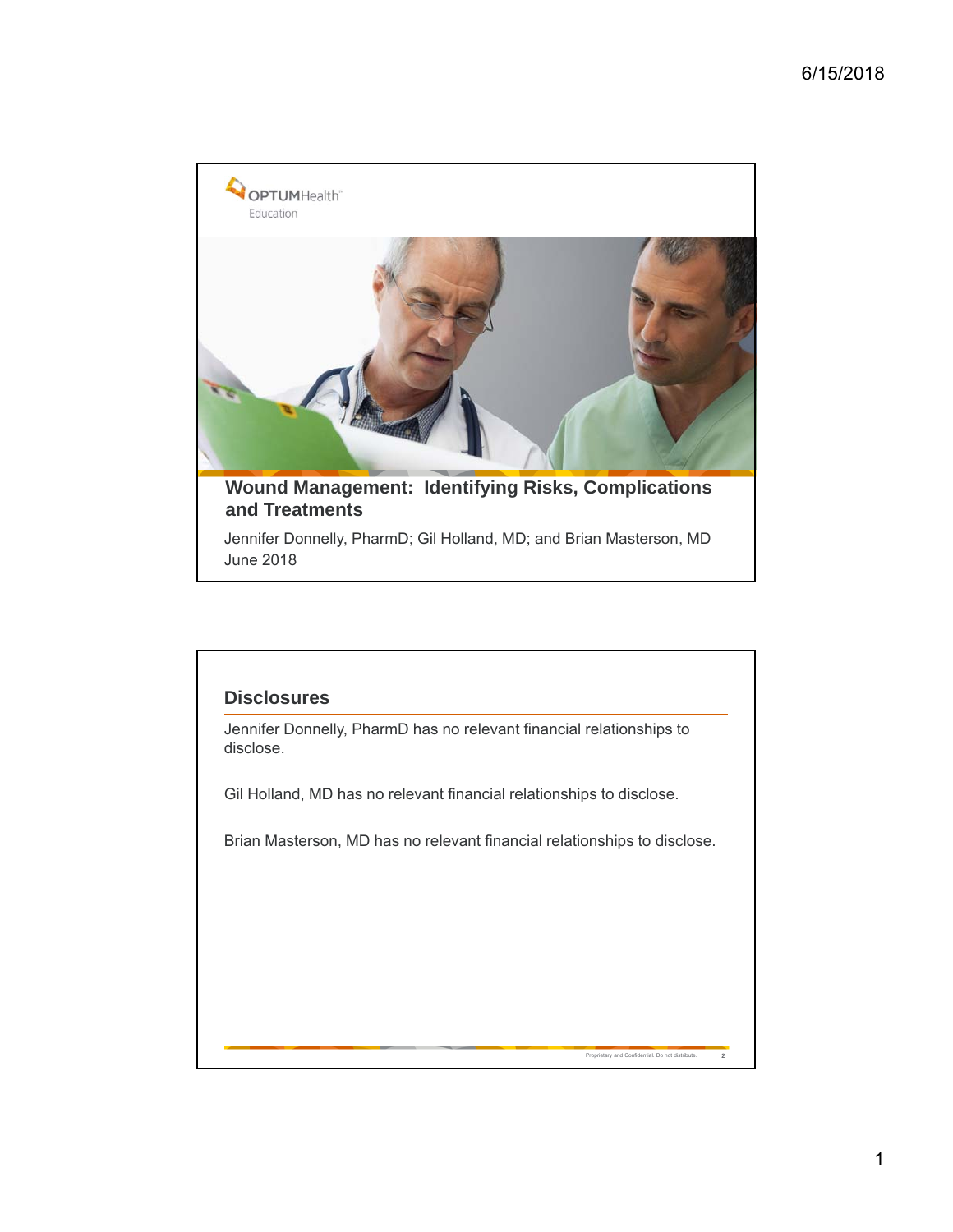OPTUMHealth™
Education

# Wound Management: Identifying Risks, Complications and Treatments

Jennifer Donnelly, PharmD; Gil Holland, MD; and Brian Masterson, MD
June 2018

## Disclosures

Jennifer Donnelly, PharmD has no relevant financial relationships to disclose.

Gil Holland, MD has no relevant financial relationships to disclose.

Brian Masterson, MD has no relevant financial relationships to disclose.

Proprietary and Confidential. Do not distribute.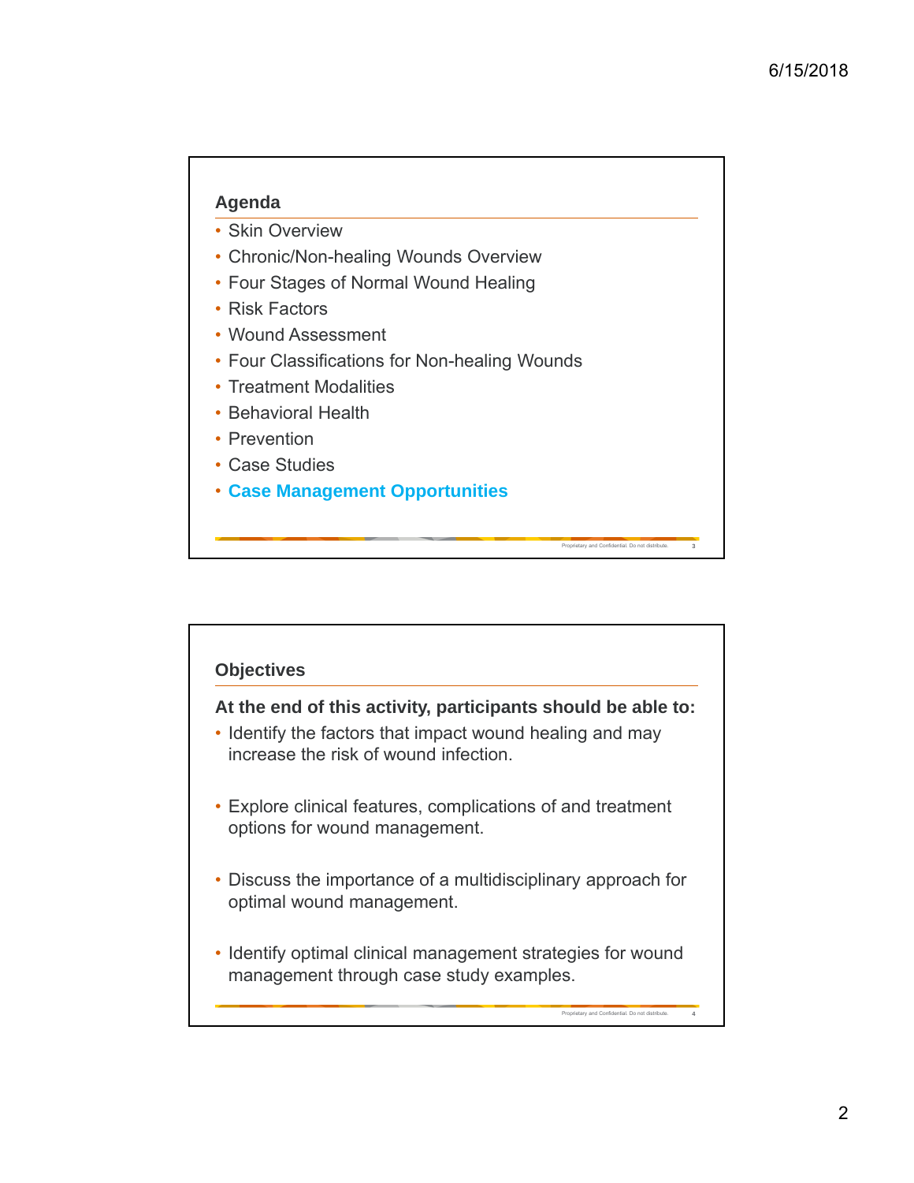## Agenda

- Skin Overview
- Chronic/Non-healing Wounds Overview
- Four Stages of Normal Wound Healing
- Risk Factors
- Wound Assessment
- Four Classifications for Non-healing Wounds
- Treatment Modalities
- Behavioral Health
- Prevention
- Case Studies
- **Case Management Opportunities**

## Objectives

**At the end of this activity, participants should be able to:**

- Identify the factors that impact wound healing and may increase the risk of wound infection.
- Explore clinical features, complications of and treatment options for wound management.
- Discuss the importance of a multidisciplinary approach for optimal wound management.
- Identify optimal clinical management strategies for wound management through case study examples.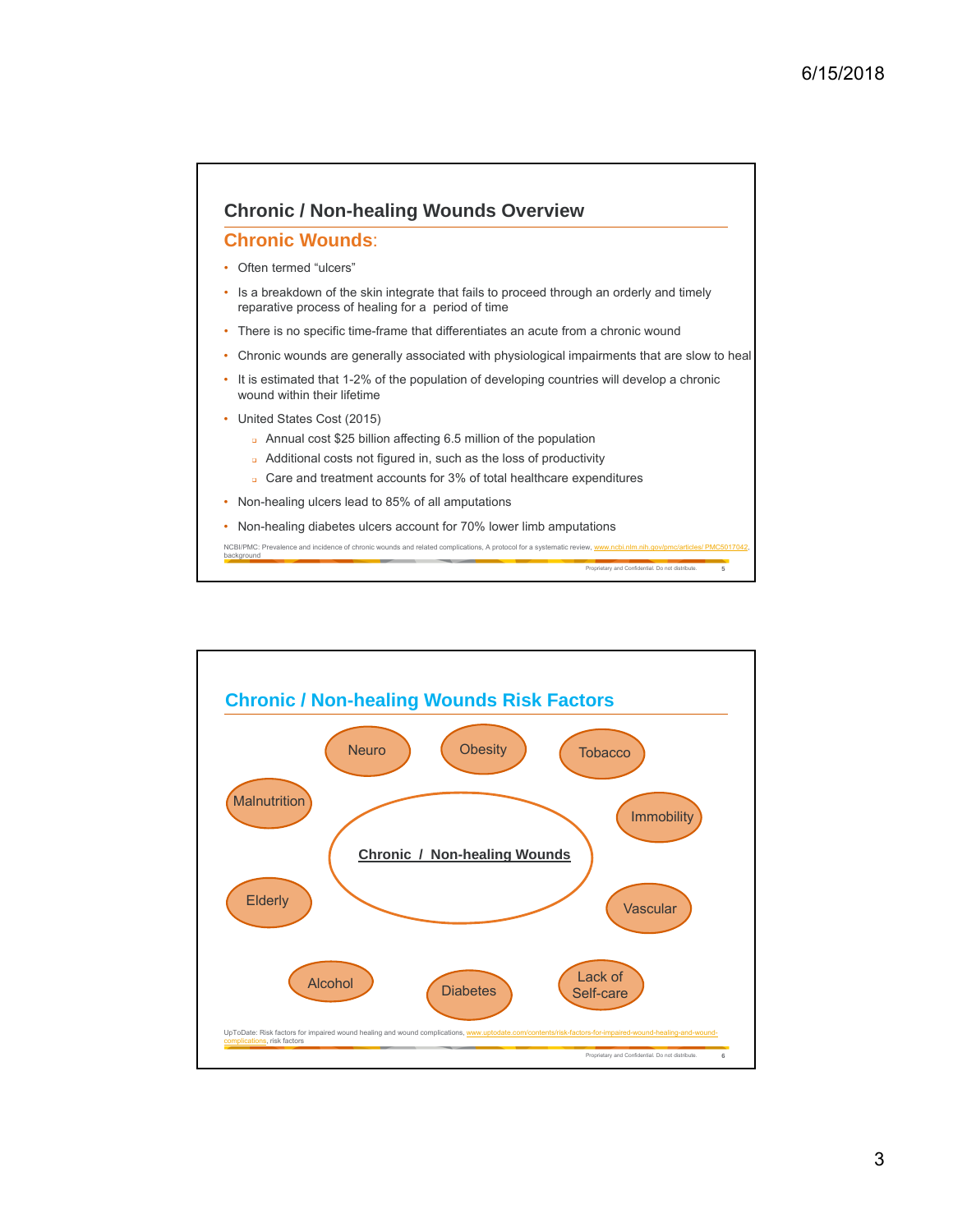## Chronic / Non-healing Wounds Overview

### Chronic Wounds:

- Often termed "ulcers"
- Is a breakdown of the skin integrate that fails to proceed through an orderly and timely reparative process of healing for a period of time
- There is no specific time-frame that differentiates an acute from a chronic wound
- Chronic wounds are generally associated with physiological impairments that are slow to heal
- It is estimated that 1-2% of the population of developing countries will develop a chronic wound within their lifetime
- United States Cost (2015)
  - Annual cost $25 billion affecting 6.5 million of the population
  - Additional costs not figured in, such as the loss of productivity
  - Care and treatment accounts for 3% of total healthcare expenditures
- Non-healing ulcers lead to 85% of all amputations
- Non-healing diabetes ulcers account for 70% lower limb amputations

NCBI/PMC: Prevalence and incidence of chronic wounds and related complications, A protocol for a systematic review, www.ncbi.nlm.nih.gov/pmc/articles/ PMC5017042, background

Proprietary and Confidential. Do not distribute.

## Chronic / Non-healing Wounds Risk Factors

Chronic / Non-healing Wounds

Neuro

Obesity

Tobacco

Malnutrition

Immobility

Elderly

Vascular

Alcohol

Diabetes

Lack of Self-care

UpToDate: Risk factors for impaired wound healing and wound complications, www.uptodate.com/contents/risk-factors-for-impaired-wound-healing-and-wound-complications, risk factors

Proprietary and Confidential. Do not distribute.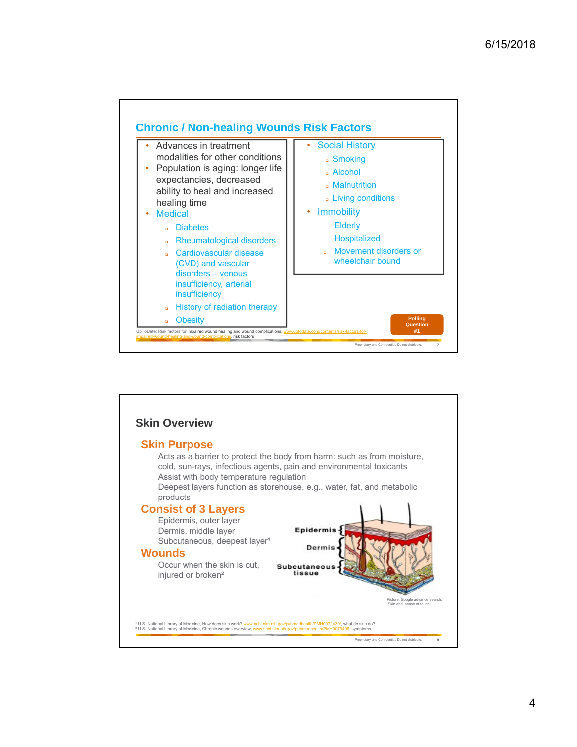## Chronic / Non-healing Wounds Risk Factors

- Advances in treatment modalities for other conditions
- Population is aging: longer life expectancies, decreased ability to heal and increased healing time
- Medical
  - Diabetes
  - Rheumatological disorders
  - Cardiovascular disease (CVD) and vascular disorders – venous insufficiency, arterial insufficiency
  - History of radiation therapy
  - Obesity

- Social History
  - Smoking
  - Alcohol
  - Malnutrition
  - Living conditions
- Immobility
  - Elderly
  - Hospitalized
  - Movement disorders or wheelchair bound

Polling Question #1

UpToDate: Risk factors for impaired wound healing and wound complications, www.uptodate.com/contents/risk-factors-for-impaired-wound-healing-and-wound-complications, risk factors

Proprietary and Confidential. Do not distribute.

## Skin Overview

### Skin Purpose

Acts as a barrier to protect the body from harm: such as from moisture, cold, sun-rays, infectious agents, pain and environmental toxicants

Assist with body temperature regulation

Deepest layers function as storehouse, e.g., water, fat, and metabolic products

### Consist of 3 Layers

Epidermis, outer layer

Dermis, middle layer

Subcutaneous, deepest layer[1]

### Wounds

Occur when the skin is cut, injured or broken[2]

Epidermis

Dermis

Subcutaneous tissue

Picture: Google advance search, Skin and sense of touch

[1] U.S. National Library of Medicine, How does skin work? www.ncbi.nlm.nih.gov/pubmedhealth/PMH0072439/, what do skin do?

[2] U.S. National Library of Medicine, Chronic wounds overview, www.ncbi.nlm.nih.gov/pubmedhealth/PMH0079406, symptoms

Proprietary and Confidential. Do not distribute.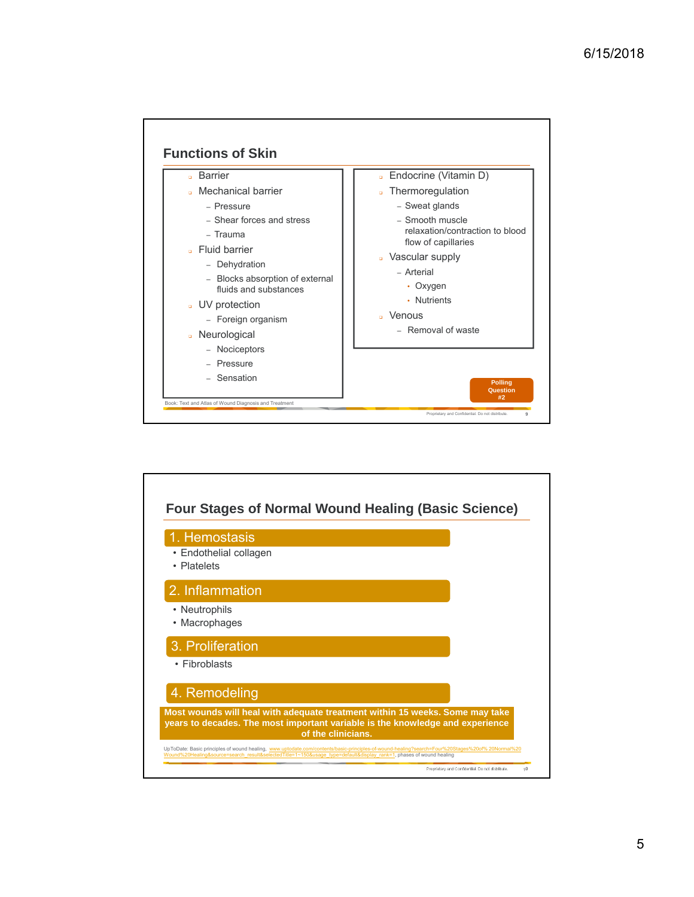## Functions of Skin

- Barrier
- Mechanical barrier
  - Pressure
  - Shear forces and stress
  - Trauma
- Fluid barrier
  - Dehydration
  - Blocks absorption of external fluids and substances
- UV protection
  - Foreign organism
- Neurological
  - Nociceptors
  - Pressure
  - Sensation

- Endocrine (Vitamin D)
- Thermoregulation
  - Sweat glands
  - Smooth muscle relaxation/contraction to blood flow of capillaries
- Vascular supply
  - Arterial
    - Oxygen
    - Nutrients
- Venous
  - Removal of waste

Polling Question #2

Book: Text and Atlas of Wound Diagnosis and Treatment

Proprietary and Confidential. Do not distribute.

## Four Stages of Normal Wound Healing (Basic Science)

### 1. Hemostasis

- Endothelial collagen
- Platelets

### 2. Inflammation

- Neutrophils
- Macrophages

### 3. Proliferation

- Fibroblasts

### 4. Remodeling

**Most wounds will heal with adequate treatment within 15 weeks. Some may take years to decades. The most important variable is the knowledge and experience of the clinicians.**

UpToDate: Basic principles of wound healing, www.uptodate.com/contents/basic-principles-of-wound-healing?search=Four%20Stages%20of%20Normal%20Wound%20Healing&source=search_result&selectedTitle=1~150&usage_type=default&display_rank=1, phases of wound healing

Proprietary and Confidential. Do not distribute.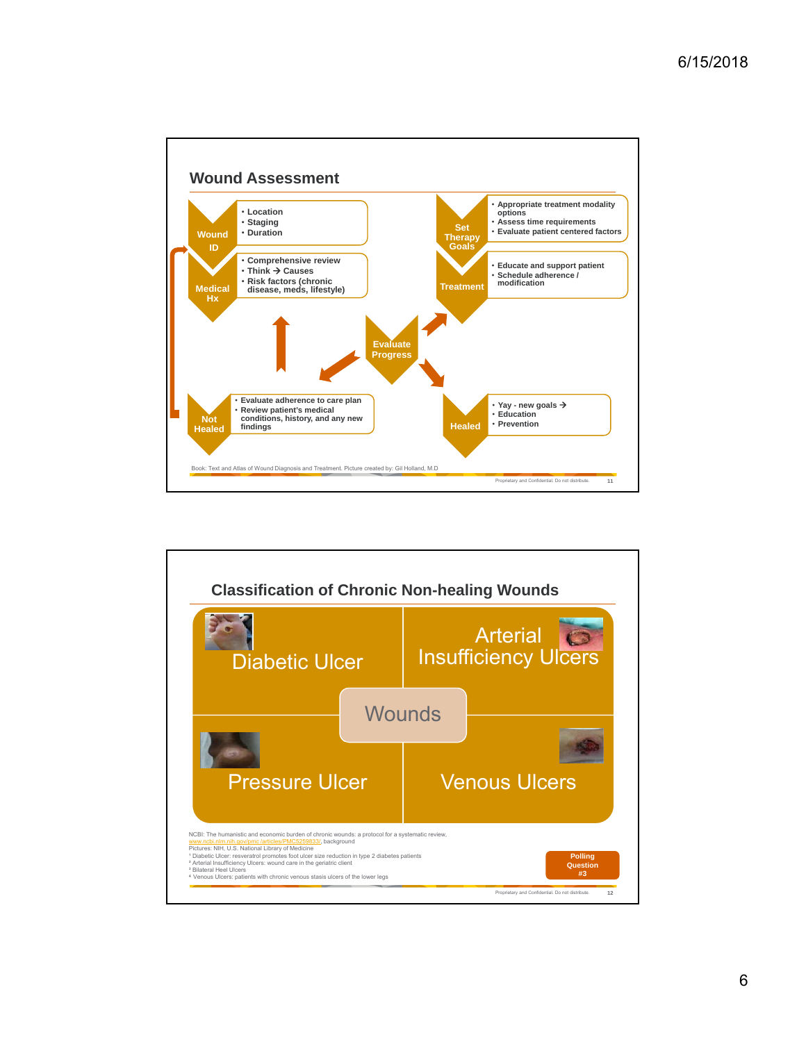## Wound Assessment

**Wound ID**
- Location
- Staging
- Duration

**Medical Hx**
- Comprehensive review
- Think → Causes
- Risk factors (chronic disease, meds, lifestyle)

**Set Therapy Goals**
- Appropriate treatment modality options
- Assess time requirements
- Evaluate patient centered factors

**Treatment**
- Educate and support patient
- Schedule adherence / modification

**Evaluate Progress**

**Not Healed**
- Evaluate adherence to care plan
- Review patient's medical conditions, history, and any new findings

**Healed**
- Yay - new goals →
- Education
- Prevention

Book: Text and Atlas of Wound Diagnosis and Treatment. Picture created by: Gil Holland, M.D

Proprietary and Confidential. Do not distribute.

## Classification of Chronic Non-healing Wounds

Wounds

- Diabetic Ulcer
- Arterial Insufficiency Ulcers
- Pressure Ulcer
- Venous Ulcers

NCBI: The humanistic and economic burden of chronic wounds: a protocol for a systematic review, www.ncbi.nlm.nih.gov/pmc/articles/PMC5259833/, background
Pictures: NIH, U.S. National Library of Medicine
[1] Diabetic Ulcer: resveratrol promotes foot ulcer size reduction in type 2 diabetes patients
[2] Arterial Insufficiency Ulcers: wound care in the geriatric client
[3] Bilateral Heel Ulcers
[4] Venous Ulcers: patients with chronic venous stasis ulcers of the lower legs

Polling Question #3

Proprietary and Confidential. Do not distribute.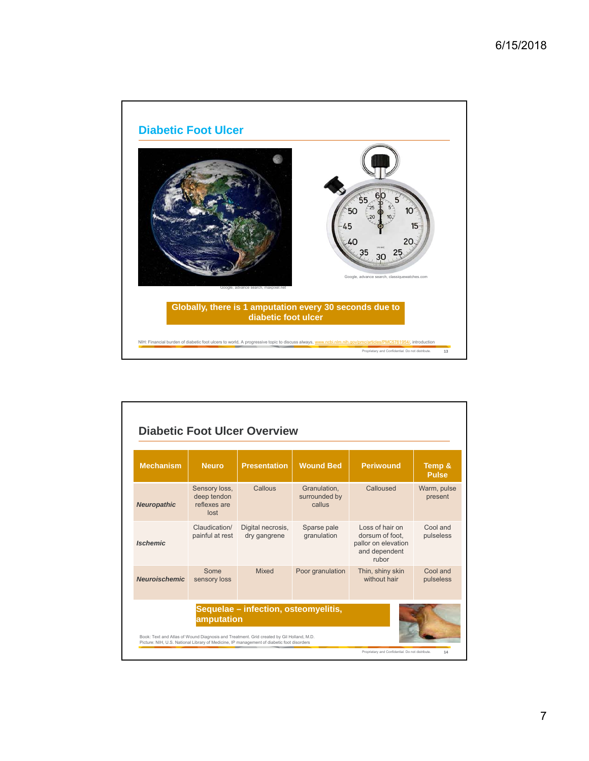## Diabetic Foot Ulcer

Google, advance search, maxpixel.net

Google, advance search, classiquewatches.com

**Globally, there is 1 amputation every 30 seconds due to diabetic foot ulcer**

NIH: Financial burden of diabetic foot ulcers to world, A progressive topic to discuss always, www.ncbi.nlm.nih.gov/pmc/articles/PMC5761954/, introduction

Proprietary and Confidential. Do not distribute.

## Diabetic Foot Ulcer Overview

| Mechanism | Neuro | Presentation | Wound Bed | Periwound | Temp & Pulse |
|---|---|---|---|---|---|
| *Neuropathic* | Sensory loss, deep tendon reflexes are lost | Callous | Granulation, surrounded by callus | Calloused | Warm, pulse present |
| *Ischemic* | Claudication/ painful at rest | Digital necrosis, dry gangrene | Sparse pale granulation | Loss of hair on dorsum of foot, pallor on elevation and dependent rubor | Cool and pulseless |
| *Neuroischemic* | Some sensory loss | Mixed | Poor granulation | Thin, shiny skin without hair | Cool and pulseless |

**Sequelae – infection, osteomyelitis, amputation**

Book: Text and Atlas of Wound Diagnosis and Treatment. Grid created by Gil Holland, M.D.
Picture: NIH, U.S. National Library of Medicine, IP management of diabetic foot disorders

Proprietary and Confidential. Do not distribute.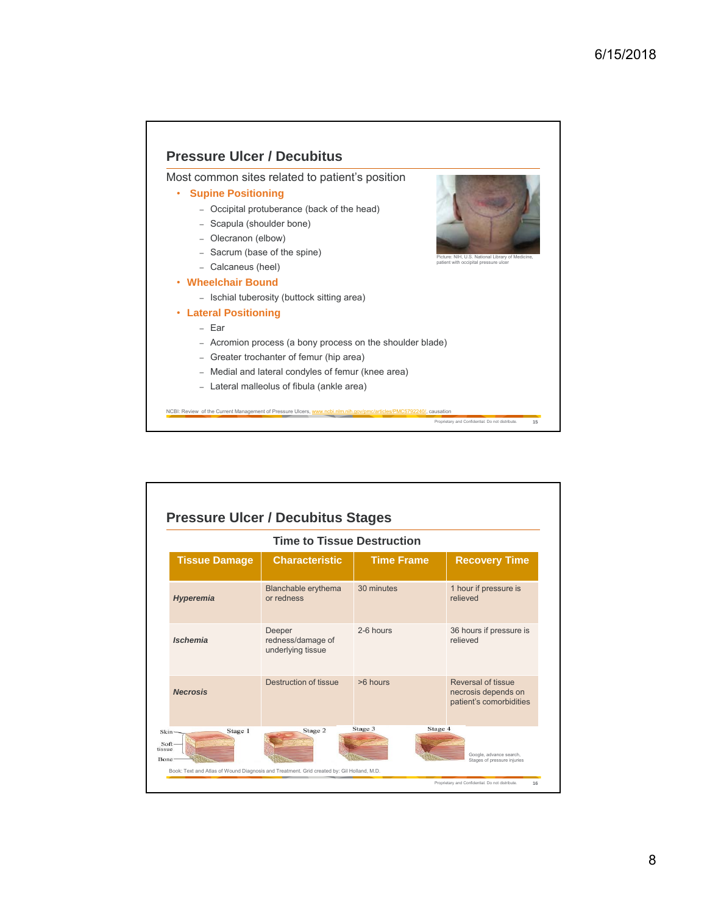## Pressure Ulcer / Decubitus

Most common sites related to patient's position

- **Supine Positioning**
  - Occipital protuberance (back of the head)
  - Scapula (shoulder bone)
  - Olecranon (elbow)
  - Sacrum (base of the spine)
  - Calcaneus (heel)
- **Wheelchair Bound**
  - Ischial tuberosity (buttock sitting area)
- **Lateral Positioning**
  - Ear
  - Acromion process (a bony process on the shoulder blade)
  - Greater trochanter of femur (hip area)
  - Medial and lateral condyles of femur (knee area)
  - Lateral malleolus of fibula (ankle area)

Picture: NIH, U.S. National Library of Medicine, patient with occipital pressure ulcer

NCBI: Review of the Current Management of Pressure Ulcers, www.ncbi.nlm.nih.gov/pmc/articles/PMC5792240/, causation

Proprietary and Confidential. Do not distribute.

## Pressure Ulcer / Decubitus Stages

**Time to Tissue Destruction**

| Tissue Damage | Characteristic | Time Frame | Recovery Time |
|---|---|---|---|
| ***Hyperemia*** | Blanchable erythema or redness | 30 minutes | 1 hour if pressure is relieved |
| ***Ischemia*** | Deeper redness/damage of underlying tissue | 2-6 hours | 36 hours if pressure is relieved |
| ***Necrosis*** | Destruction of tissue | >6 hours | Reversal of tissue necrosis depends on patient's comorbidities |

Skin, Soft tissue, Bone — Stage 1, Stage 2, Stage 3, Stage 4

Google, advance search, Stages of pressure injuries

Book: Text and Atlas of Wound Diagnosis and Treatment. Grid created by: Gil Holland, M.D.

Proprietary and Confidential. Do not distribute.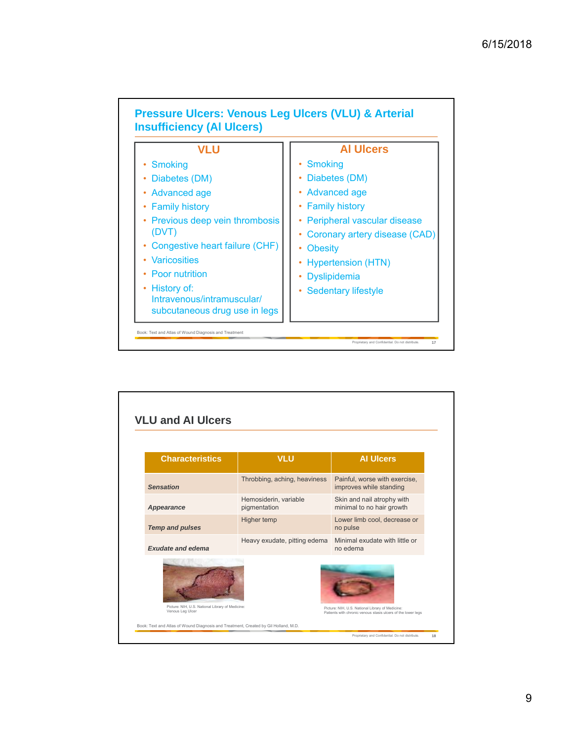## Pressure Ulcers: Venous Leg Ulcers (VLU) & Arterial Insufficiency (AI Ulcers)

### VLU

- Smoking
- Diabetes (DM)
- Advanced age
- Family history
- Previous deep vein thrombosis (DVT)
- Congestive heart failure (CHF)
- Varicosities
- Poor nutrition
- History of: Intravenous/intramuscular/ subcutaneous drug use in legs

### AI Ulcers

- Smoking
- Diabetes (DM)
- Advanced age
- Family history
- Peripheral vascular disease
- Coronary artery disease (CAD)
- Obesity
- Hypertension (HTN)
- Dyslipidemia
- Sedentary lifestyle

Book: Text and Atlas of Wound Diagnosis and Treatment

Proprietary and Confidential. Do not distribute.

## VLU and AI Ulcers

| Characteristics | VLU | AI Ulcers |
|---|---|---|
| *Sensation* | Throbbing, aching, heaviness | Painful, worse with exercise, improves while standing |
| *Appearance* | Hemosiderin, variable pigmentation | Skin and nail atrophy with minimal to no hair growth |
| *Temp and pulses* | Higher temp | Lower limb cool, decrease or no pulse |
| *Exudate and edema* | Heavy exudate, pitting edema | Minimal exudate with little or no edema |

Picture: NIH, U.S. National Library of Medicine: Venous Leg Ulcer

Picture: NIH, U.S. National Library of Medicine: Patients with chronic venous stasis ulcers of the lower legs

Book: Text and Atlas of Wound Diagnosis and Treatment, Created by Gil Holland, M.D.

Proprietary and Confidential. Do not distribute.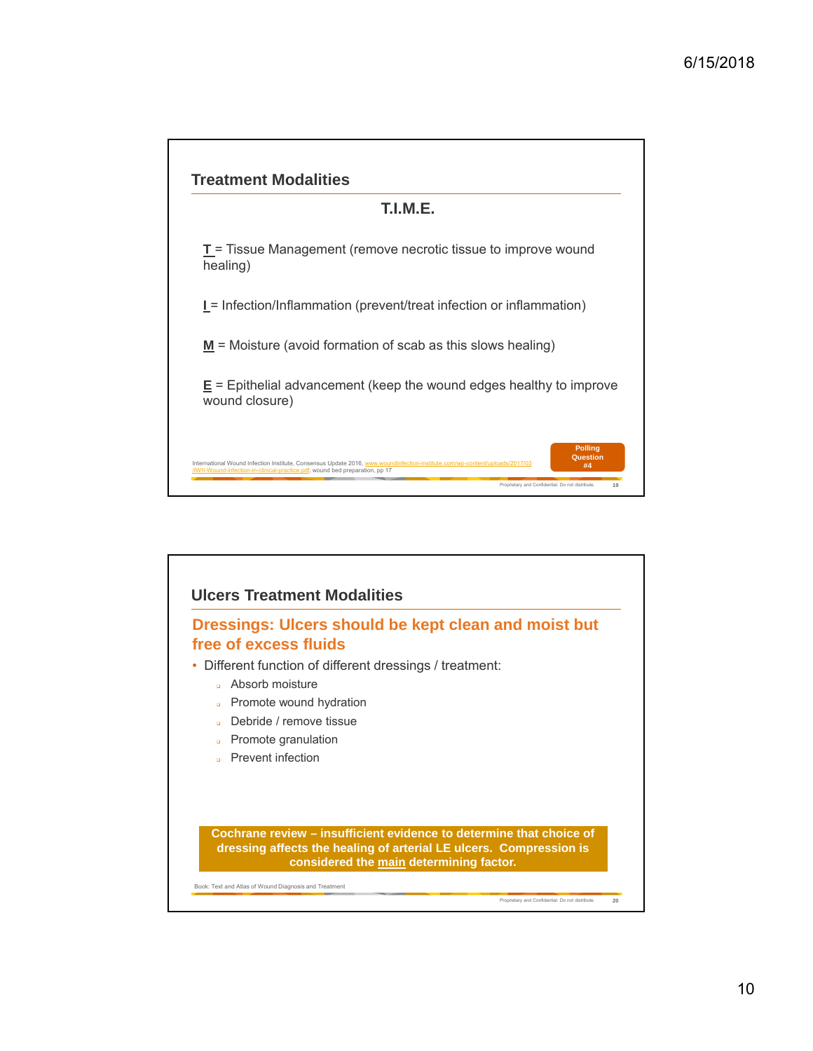## Treatment Modalities

**T.I.M.E.**

**T** = Tissue Management (remove necrotic tissue to improve wound healing)

**I** = Infection/Inflammation (prevent/treat infection or inflammation)

**M** = Moisture (avoid formation of scab as this slows healing)

**E** = Epithelial advancement (keep the wound edges healthy to improve wound closure)

International Wound Infection Institute, Consensus Update 2016, www.woundinfection-institute.com/wp-content/uploads/2017/03/IWII-Wound-infection-in-clinical-practice.pdf, wound bed preparation, pp 17

**Polling Question #4**

Proprietary and Confidential. Do not distribute.

## Ulcers Treatment Modalities

### Dressings: Ulcers should be kept clean and moist but free of excess fluids

- Different function of different dressings / treatment:
  - Absorb moisture
  - Promote wound hydration
  - Debride / remove tissue
  - Promote granulation
  - Prevent infection

**Cochrane review – insufficient evidence to determine that choice of dressing affects the healing of arterial LE ulcers. Compression is considered the main determining factor.**

Book: Text and Atlas of Wound Diagnosis and Treatment

Proprietary and Confidential. Do not distribute.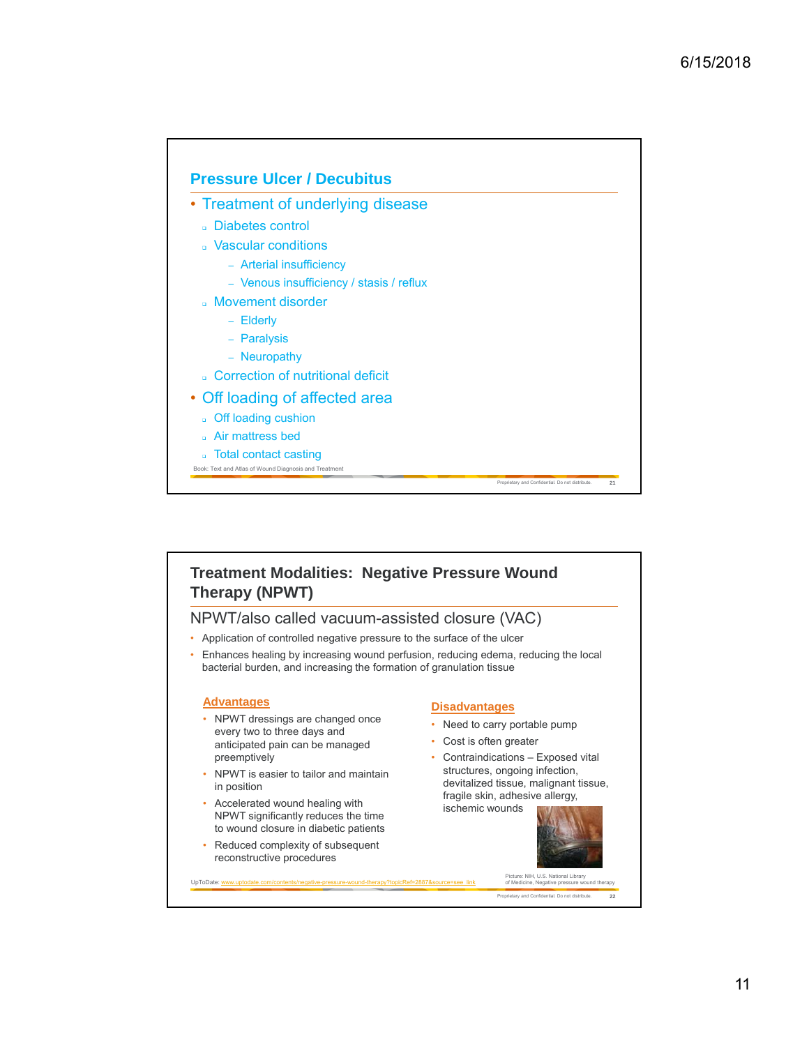## Pressure Ulcer / Decubitus

- Treatment of underlying disease
  - Diabetes control
  - Vascular conditions
    - Arterial insufficiency
    - Venous insufficiency / stasis / reflux
  - Movement disorder
    - Elderly
    - Paralysis
    - Neuropathy
  - Correction of nutritional deficit
- Off loading of affected area
  - Off loading cushion
  - Air mattress bed
  - Total contact casting

Book: Text and Atlas of Wound Diagnosis and Treatment

## Treatment Modalities: Negative Pressure Wound Therapy (NPWT)

### NPWT/also called vacuum-assisted closure (VAC)

- Application of controlled negative pressure to the surface of the ulcer
- Enhances healing by increasing wound perfusion, reducing edema, reducing the local bacterial burden, and increasing the formation of granulation tissue

**Advantages**

- NPWT dressings are changed once every two to three days and anticipated pain can be managed preemptively
- NPWT is easier to tailor and maintain in position
- Accelerated wound healing with NPWT significantly reduces the time to wound closure in diabetic patients
- Reduced complexity of subsequent reconstructive procedures

**Disadvantages**

- Need to carry portable pump
- Cost is often greater
- Contraindications – Exposed vital structures, ongoing infection, devitalized tissue, malignant tissue, fragile skin, adhesive allergy, ischemic wounds

Picture: NIH, U.S. National Library of Medicine, Negative pressure wound therapy

UpToDate: www.uptodate.com/contents/negative-pressure-wound-therapy?topicRef=2887&source=see_link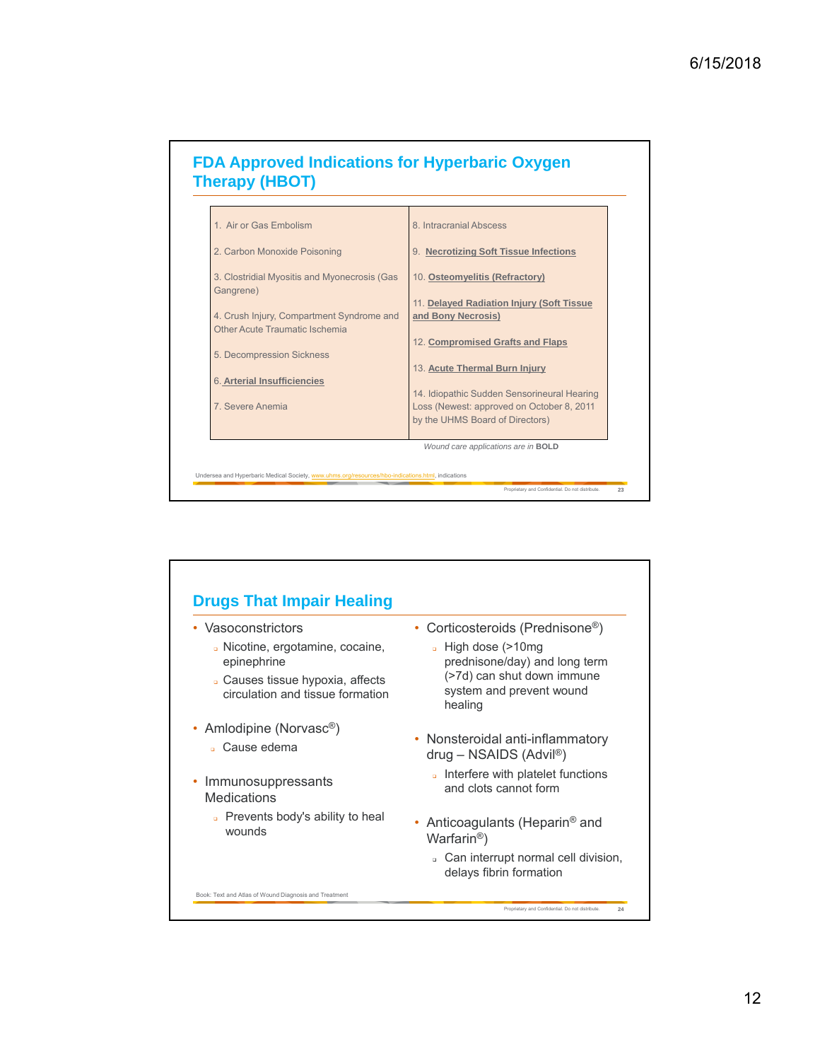## FDA Approved Indications for Hyperbaric Oxygen Therapy (HBOT)

| | |
|---|---|
| 1. Air or Gas Embolism | 8. Intracranial Abscess |
| 2. Carbon Monoxide Poisoning | 9. **Necrotizing Soft Tissue Infections** |
| 3. Clostridial Myositis and Myonecrosis (Gas Gangrene) | 10. **Osteomyelitis (Refractory)** |
| 4. Crush Injury, Compartment Syndrome and Other Acute Traumatic Ischemia | 11. **Delayed Radiation Injury (Soft Tissue and Bony Necrosis)** |
| 5. Decompression Sickness | 12. **Compromised Grafts and Flaps** |
| 6. **Arterial Insufficiencies** | 13. **Acute Thermal Burn Injury** |
| 7. Severe Anemia | 14. Idiopathic Sudden Sensorineural Hearing Loss (Newest: approved on October 8, 2011 by the UHMS Board of Directors) |

*Wound care applications are in* **BOLD**

Undersea and Hyperbaric Medical Society. www.uhms.org/resources/hbo-indications.html, indications

## Drugs That Impair Healing

- Vasoconstrictors
  - Nicotine, ergotamine, cocaine, epinephrine
  - Causes tissue hypoxia, affects circulation and tissue formation
- Amlodipine (Norvasc®)
  - Cause edema
- Immunosuppressants Medications
  - Prevents body's ability to heal wounds
- Corticosteroids (Prednisone®)
  - High dose (>10mg prednisone/day) and long term (>7d) can shut down immune system and prevent wound healing
- Nonsteroidal anti-inflammatory drug – NSAIDS (Advil®)
  - Interfere with platelet functions and clots cannot form
- Anticoagulants (Heparin® and Warfarin®)
  - Can interrupt normal cell division, delays fibrin formation

Book: Text and Atlas of Wound Diagnosis and Treatment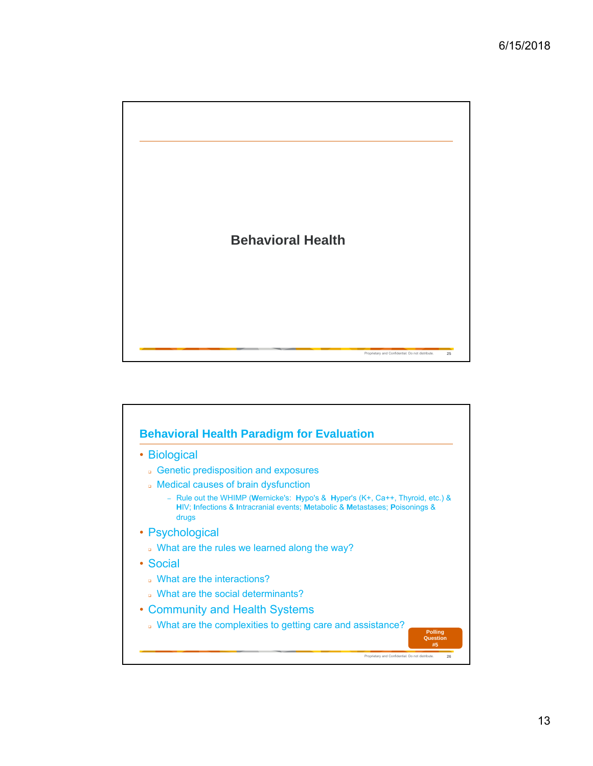# Behavioral Health

## Behavioral Health Paradigm for Evaluation

- Biological
  - Genetic predisposition and exposures
  - Medical causes of brain dysfunction
    - Rule out the WHIMP (**W**ernicke's: **H**ypo's & **H**yper's (K+, Ca++, Thyroid, etc.) & **H**IV; **I**nfections & **I**ntracranial events; **M**etabolic & **M**etastases; **P**oisonings & drugs
- Psychological
  - What are the rules we learned along the way?
- Social
  - What are the interactions?
  - What are the social determinants?
- Community and Health Systems
  - What are the complexities to getting care and assistance?

Polling Question #5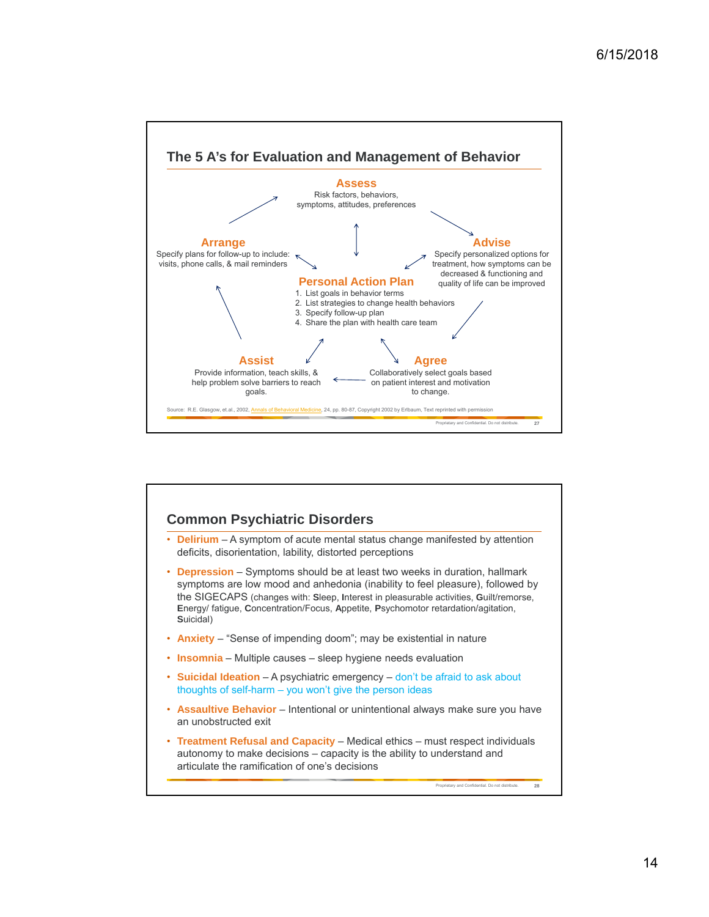## The 5 A's for Evaluation and Management of Behavior

**Assess**
Risk factors, behaviors, symptoms, attitudes, preferences

**Advise**
Specify personalized options for treatment, how symptoms can be decreased & functioning and quality of life can be improved

**Agree**
Collaboratively select goals based on patient interest and motivation to change.

**Assist**
Provide information, teach skills, & help problem solve barriers to reach goals.

**Arrange**
Specify plans for follow-up to include: visits, phone calls, & mail reminders

**Personal Action Plan**
1. List goals in behavior terms
2. List strategies to change health behaviors
3. Specify follow-up plan
4. Share the plan with health care team

Source: R.E. Glasgow, et.al., 2002, Annals of Behavioral Medicine, 24, pp. 80-87. Copyright 2002 by Erlbaum, Text reprinted with permission

## Common Psychiatric Disorders

- **Delirium** – A symptom of acute mental status change manifested by attention deficits, disorientation, lability, distorted perceptions
- **Depression** – Symptoms should be at least two weeks in duration, hallmark symptoms are low mood and anhedonia (inability to feel pleasure), followed by the SIGECAPS (changes with: **S**leep, **I**nterest in pleasurable activities, **G**uilt/remorse, **E**nergy/ fatigue, **C**oncentration/Focus, **A**ppetite, **P**sychomotor retardation/agitation, **S**uicidal)
- **Anxiety** – "Sense of impending doom"; may be existential in nature
- **Insomnia** – Multiple causes – sleep hygiene needs evaluation
- **Suicidal Ideation** – A psychiatric emergency – don't be afraid to ask about thoughts of self-harm – you won't give the person ideas
- **Assaultive Behavior** – Intentional or unintentional always make sure you have an unobstructed exit
- **Treatment Refusal and Capacity** – Medical ethics – must respect individuals autonomy to make decisions – capacity is the ability to understand and articulate the ramification of one's decisions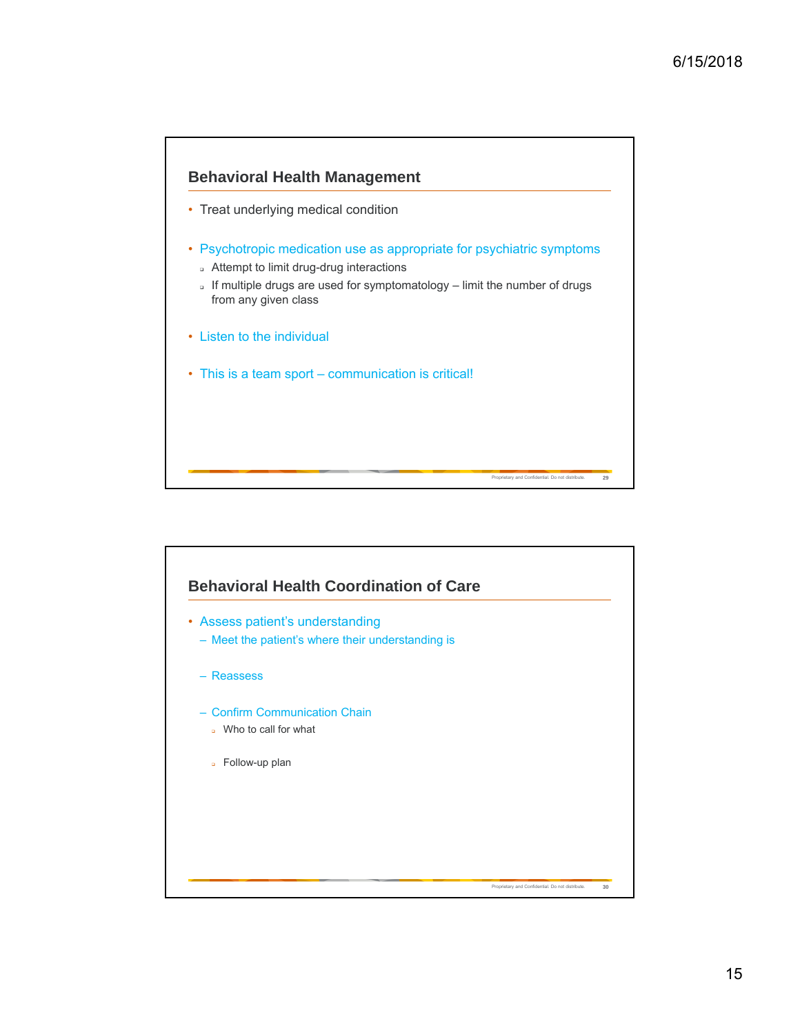## Behavioral Health Management

- Treat underlying medical condition
- Psychotropic medication use as appropriate for psychiatric symptoms
  - Attempt to limit drug-drug interactions
  - If multiple drugs are used for symptomatology – limit the number of drugs from any given class
- Listen to the individual
- This is a team sport – communication is critical!

Proprietary and Confidential. Do not distribute.

## Behavioral Health Coordination of Care

- Assess patient's understanding
  - Meet the patient's where their understanding is
  - Reassess
  - Confirm Communication Chain
    - Who to call for what
    - Follow-up plan

Proprietary and Confidential. Do not distribute.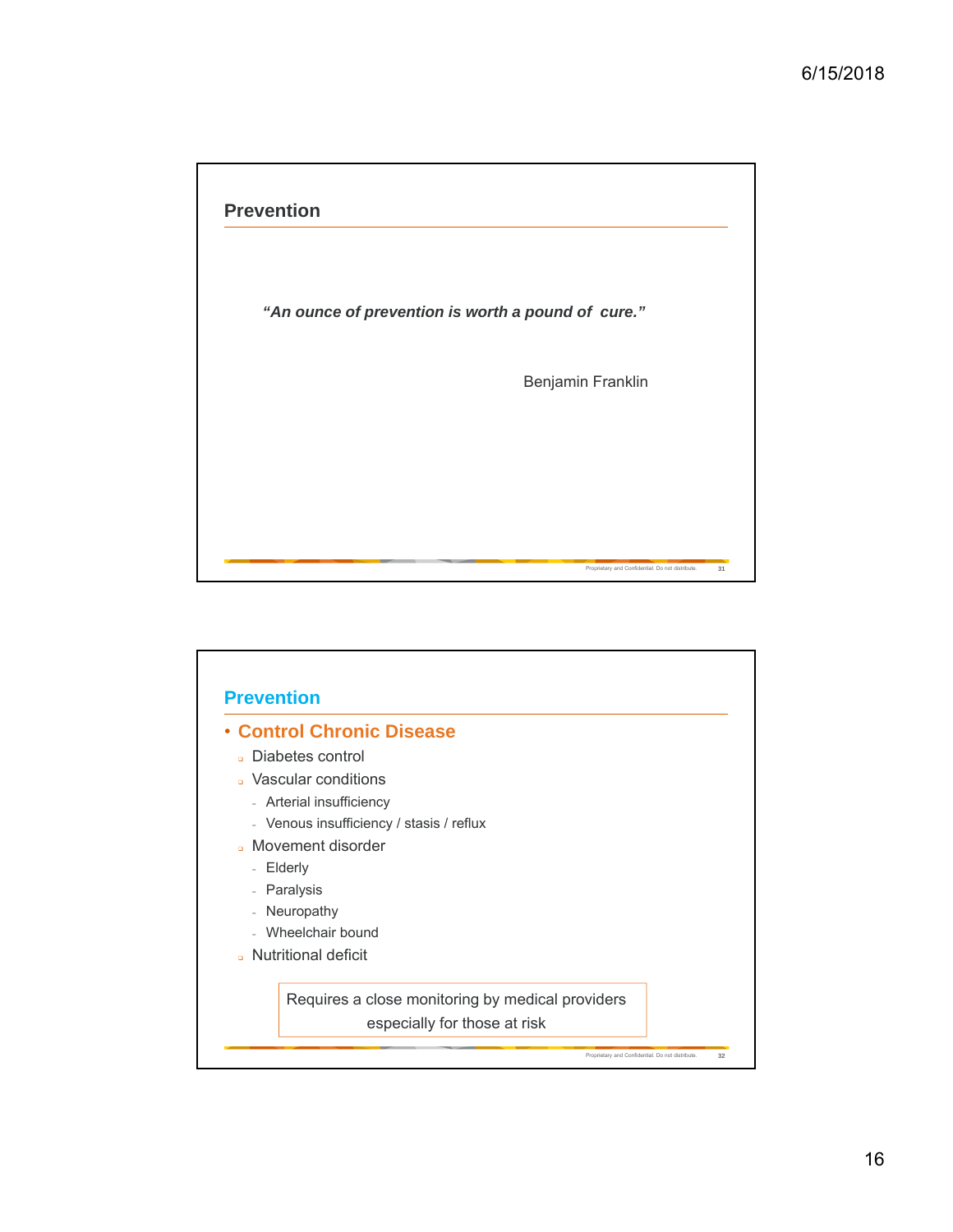## Prevention

***"An ounce of prevention is worth a pound of cure."***

Benjamin Franklin

## Prevention

- **Control Chronic Disease**
  - Diabetes control
  - Vascular conditions
    - Arterial insufficiency
    - Venous insufficiency / stasis / reflux
  - Movement disorder
    - Elderly
    - Paralysis
    - Neuropathy
    - Wheelchair bound
  - Nutritional deficit

Requires a close monitoring by medical providers especially for those at risk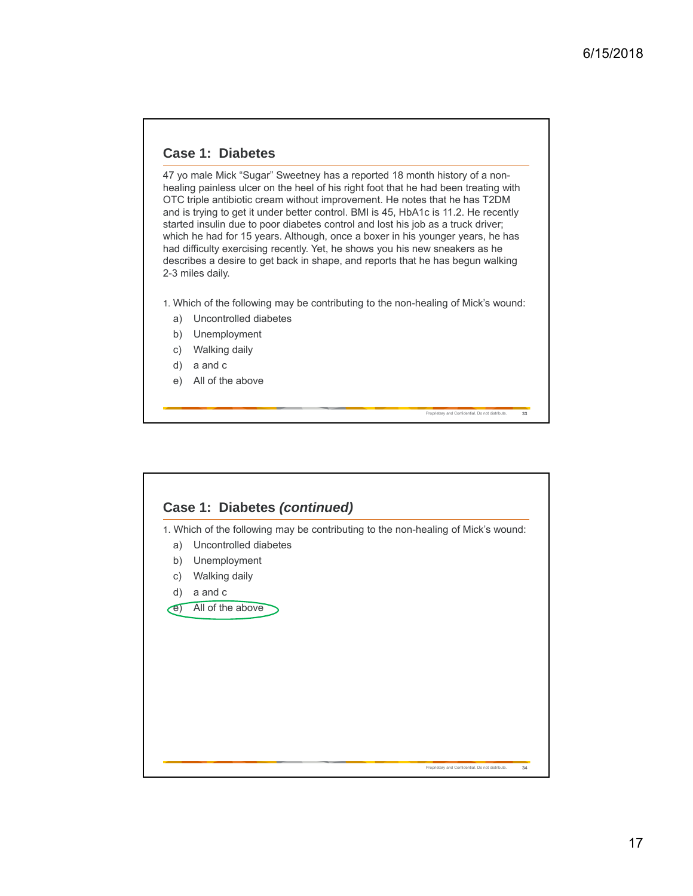## Case 1: Diabetes

47 yo male Mick "Sugar" Sweetney has a reported 18 month history of a non-healing painless ulcer on the heel of his right foot that he had been treating with OTC triple antibiotic cream without improvement. He notes that he has T2DM and is trying to get it under better control. BMI is 45, HbA1c is 11.2. He recently started insulin due to poor diabetes control and lost his job as a truck driver; which he had for 15 years. Although, once a boxer in his younger years, he has had difficulty exercising recently. Yet, he shows you his new sneakers as he describes a desire to get back in shape, and reports that he has begun walking 2-3 miles daily.

1. Which of the following may be contributing to the non-healing of Mick's wound:
   a) Uncontrolled diabetes
   b) Unemployment
   c) Walking daily
   d) a and c
   e) All of the above

## Case 1: Diabetes *(continued)*

1. Which of the following may be contributing to the non-healing of Mick's wound:
   a) Uncontrolled diabetes
   b) Unemployment
   c) Walking daily
   d) a and c
   e) All of the above (circled)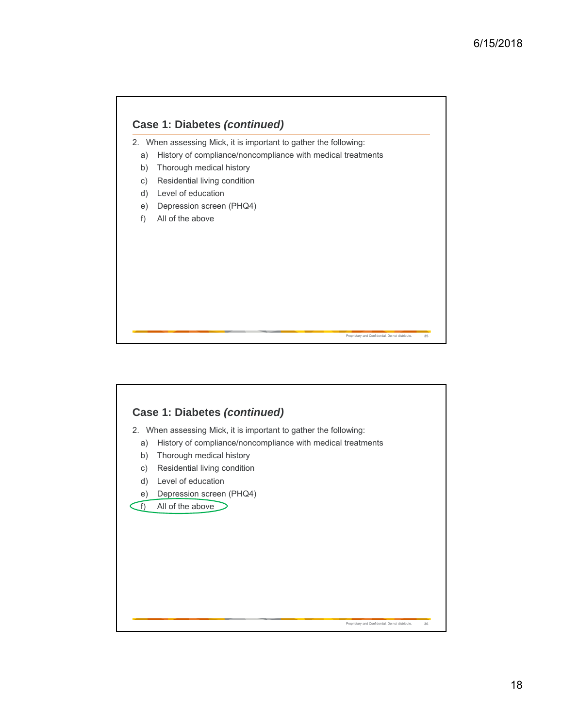## Case 1: Diabetes *(continued)*

2. When assessing Mick, it is important to gather the following:
   a) History of compliance/noncompliance with medical treatments
   b) Thorough medical history
   c) Residential living condition
   d) Level of education
   e) Depression screen (PHQ4)
   f) All of the above

Proprietary and Confidential. Do not distribute.

## Case 1: Diabetes *(continued)*

2. When assessing Mick, it is important to gather the following:
   a) History of compliance/noncompliance with medical treatments
   b) Thorough medical history
   c) Residential living condition
   d) Level of education
   e) Depression screen (PHQ4)
   f) All of the above

Proprietary and Confidential. Do not distribute.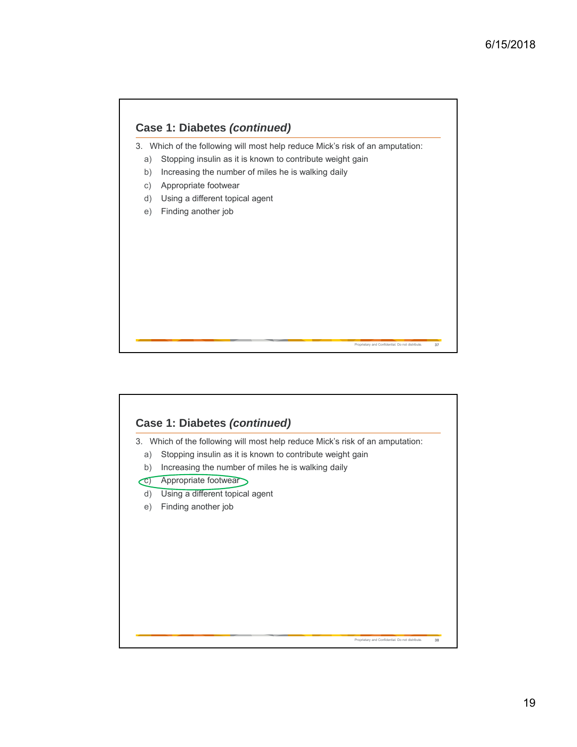## Case 1: Diabetes *(continued)*

3. Which of the following will most help reduce Mick's risk of an amputation:
   a) Stopping insulin as it is known to contribute weight gain
   b) Increasing the number of miles he is walking daily
   c) Appropriate footwear
   d) Using a different topical agent
   e) Finding another job

## Case 1: Diabetes *(continued)*

3. Which of the following will most help reduce Mick's risk of an amputation:
   a) Stopping insulin as it is known to contribute weight gain
   b) Increasing the number of miles he is walking daily
   c) Appropriate footwear
   d) Using a different topical agent
   e) Finding another job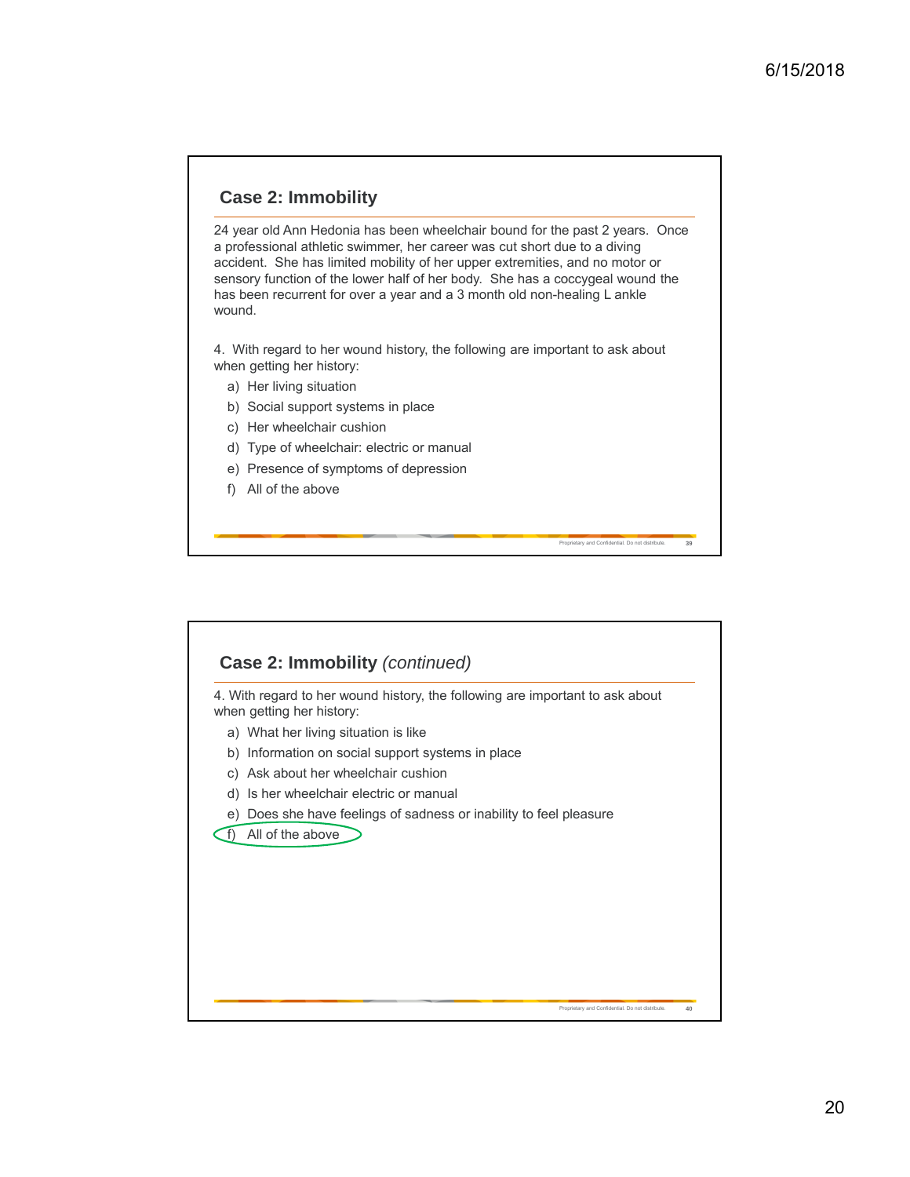## Case 2: Immobility

24 year old Ann Hedonia has been wheelchair bound for the past 2 years. Once a professional athletic swimmer, her career was cut short due to a diving accident. She has limited mobility of her upper extremities, and no motor or sensory function of the lower half of her body. She has a coccygeal wound the has been recurrent for over a year and a 3 month old non-healing L ankle wound.

4. With regard to her wound history, the following are important to ask about when getting her history:

a) Her living situation
b) Social support systems in place
c) Her wheelchair cushion
d) Type of wheelchair: electric or manual
e) Presence of symptoms of depression
f) All of the above

Proprietary and Confidential. Do not distribute.

## Case 2: Immobility *(continued)*

4. With regard to her wound history, the following are important to ask about when getting her history:

a) What her living situation is like
b) Information on social support systems in place
c) Ask about her wheelchair cushion
d) Is her wheelchair electric or manual
e) Does she have feelings of sadness or inability to feel pleasure
f) All of the above

Proprietary and Confidential. Do not distribute.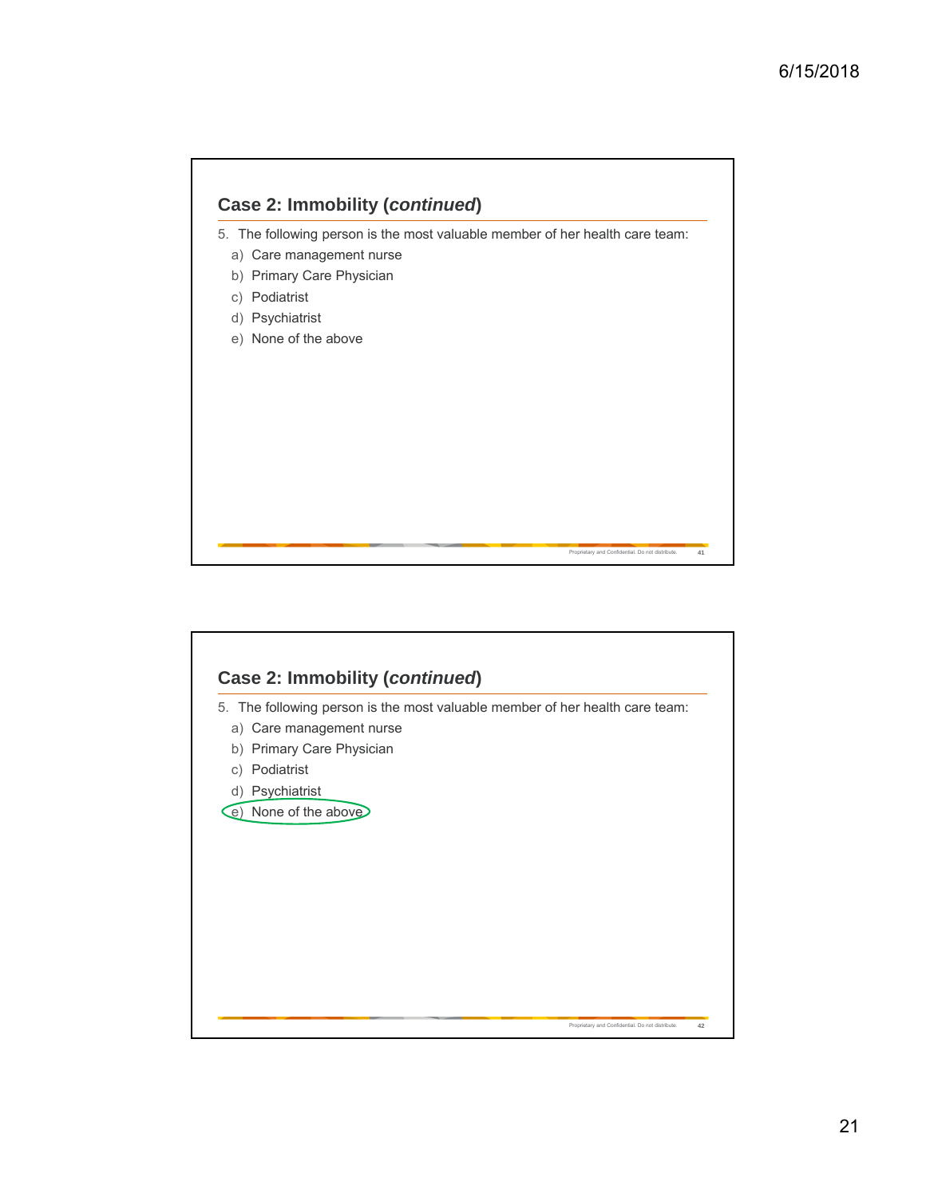## Case 2: Immobility (*continued*)

5. The following person is the most valuable member of her health care team:
   a) Care management nurse
   b) Primary Care Physician
   c) Podiatrist
   d) Psychiatrist
   e) None of the above

## Case 2: Immobility (*continued*)

5. The following person is the most valuable member of her health care team:
   a) Care management nurse
   b) Primary Care Physician
   c) Podiatrist
   d) Psychiatrist
   e) None of the above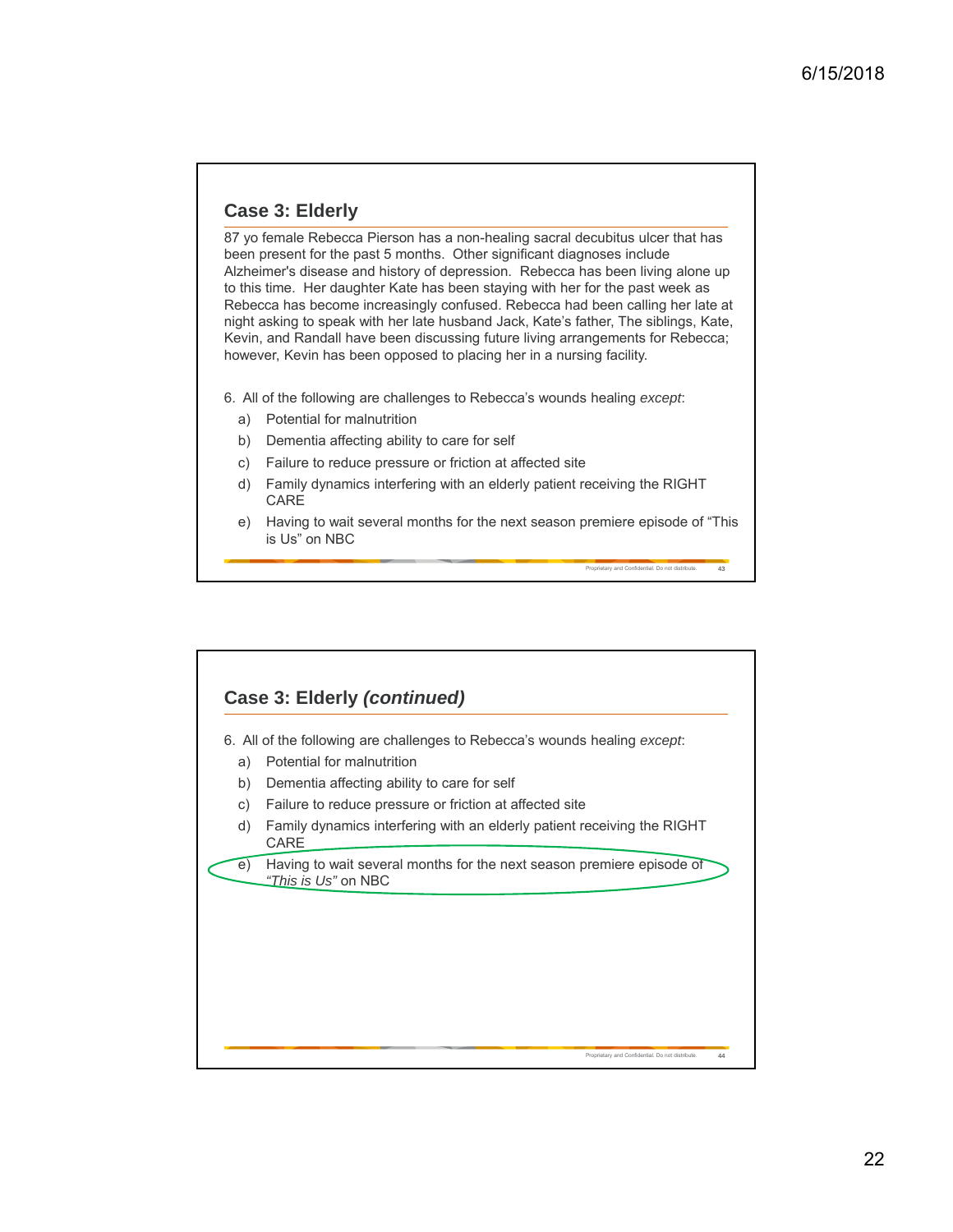## Case 3: Elderly

87 yo female Rebecca Pierson has a non-healing sacral decubitus ulcer that has been present for the past 5 months. Other significant diagnoses include Alzheimer's disease and history of depression. Rebecca has been living alone up to this time. Her daughter Kate has been staying with her for the past week as Rebecca has become increasingly confused. Rebecca had been calling her late at night asking to speak with her late husband Jack, Kate's father, The siblings, Kate, Kevin, and Randall have been discussing future living arrangements for Rebecca; however, Kevin has been opposed to placing her in a nursing facility.

6. All of the following are challenges to Rebecca's wounds healing *except*:

   a) Potential for malnutrition
   b) Dementia affecting ability to care for self
   c) Failure to reduce pressure or friction at affected site
   d) Family dynamics interfering with an elderly patient receiving the RIGHT CARE
   e) Having to wait several months for the next season premiere episode of "This is Us" on NBC

## Case 3: Elderly *(continued)*

6. All of the following are challenges to Rebecca's wounds healing *except*:

   a) Potential for malnutrition
   b) Dementia affecting ability to care for self
   c) Failure to reduce pressure or friction at affected site
   d) Family dynamics interfering with an elderly patient receiving the RIGHT CARE
   e) Having to wait several months for the next season premiere episode of *"This is Us"* on NBC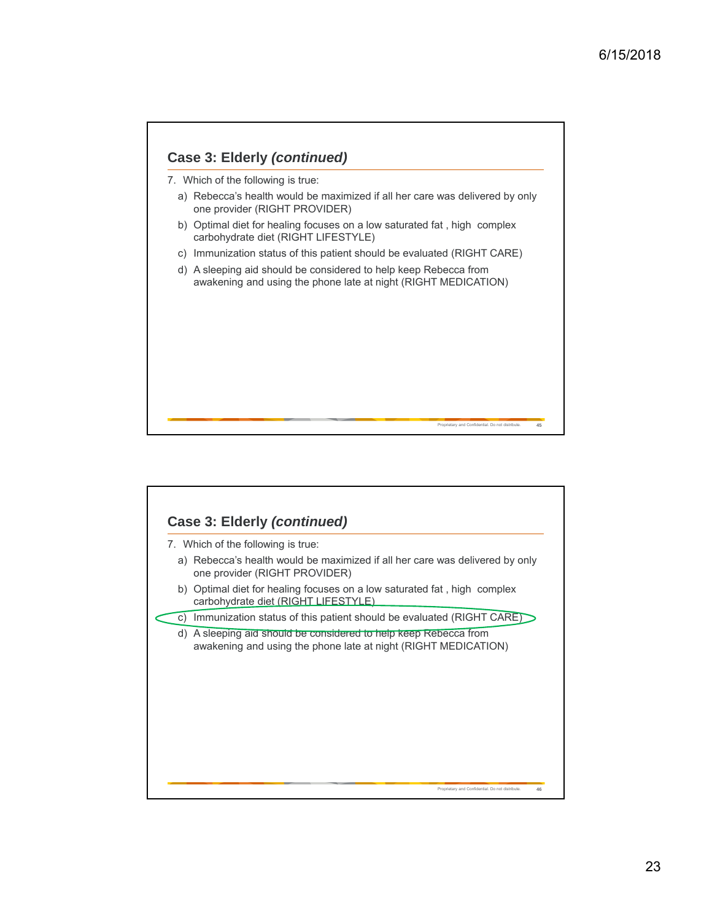## Case 3: Elderly *(continued)*

7. Which of the following is true:
   a) Rebecca's health would be maximized if all her care was delivered by only one provider (RIGHT PROVIDER)
   b) Optimal diet for healing focuses on a low saturated fat , high complex carbohydrate diet (RIGHT LIFESTYLE)
   c) Immunization status of this patient should be evaluated (RIGHT CARE)
   d) A sleeping aid should be considered to help keep Rebecca from awakening and using the phone late at night (RIGHT MEDICATION)

Proprietary and Confidential. Do not distribute.

## Case 3: Elderly *(continued)*

7. Which of the following is true:
   a) Rebecca's health would be maximized if all her care was delivered by only one provider (RIGHT PROVIDER)
   b) Optimal diet for healing focuses on a low saturated fat , high complex carbohydrate diet (RIGHT LIFESTYLE)
   c) Immunization status of this patient should be evaluated (RIGHT CARE)
   d) A sleeping aid should be considered to help keep Rebecca from awakening and using the phone late at night (RIGHT MEDICATION)

Proprietary and Confidential. Do not distribute.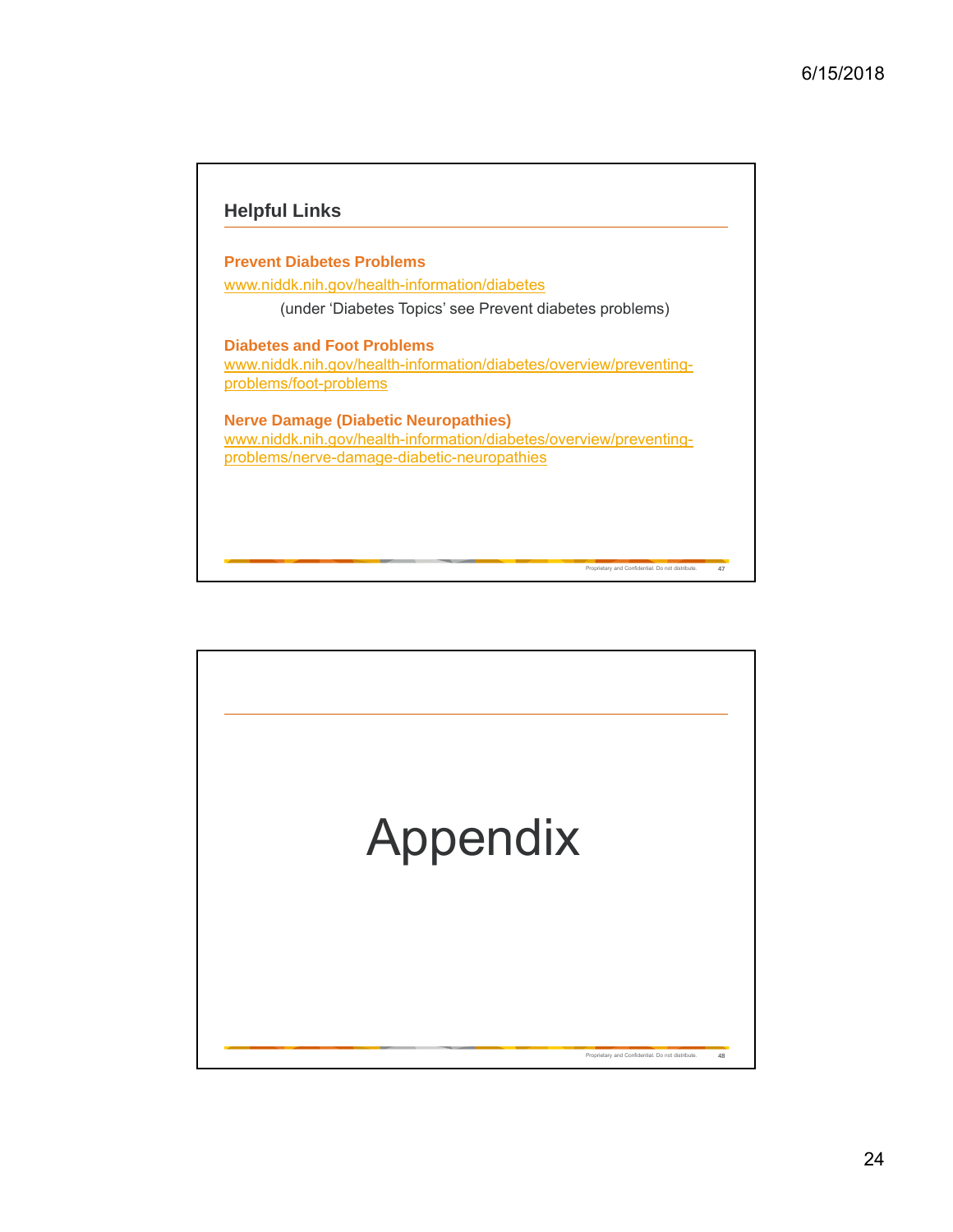## Helpful Links

**Prevent Diabetes Problems**

www.niddk.nih.gov/health-information/diabetes

(under 'Diabetes Topics' see Prevent diabetes problems)

**Diabetes and Foot Problems**

www.niddk.nih.gov/health-information/diabetes/overview/preventing-problems/foot-problems

**Nerve Damage (Diabetic Neuropathies)**

www.niddk.nih.gov/health-information/diabetes/overview/preventing-problems/nerve-damage-diabetic-neuropathies

Proprietary and Confidential. Do not distribute.

# Appendix

Proprietary and Confidential. Do not distribute.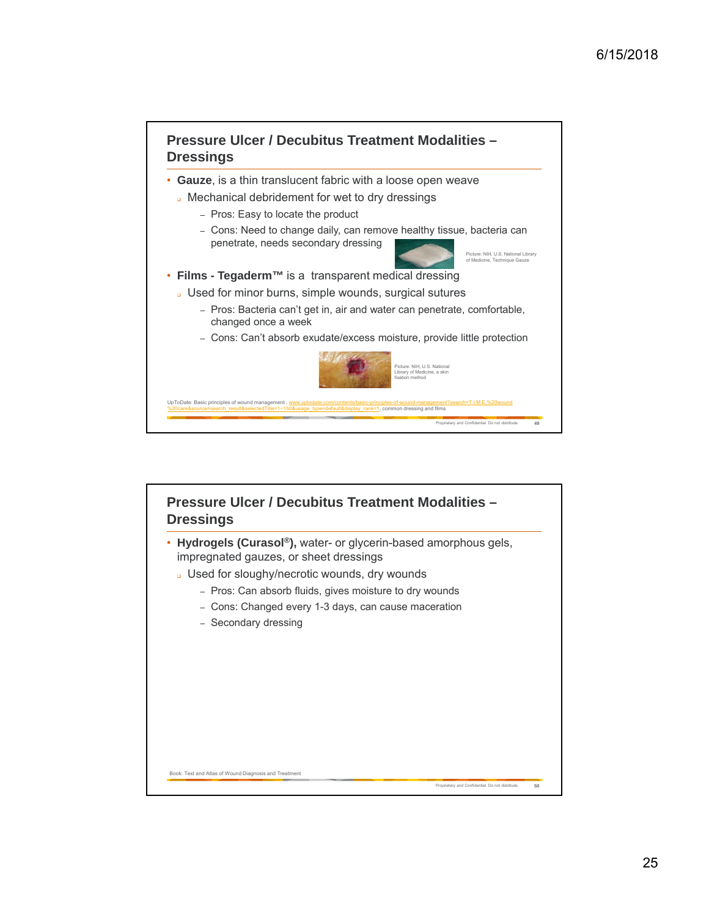## Pressure Ulcer / Decubitus Treatment Modalities – Dressings

- **Gauze**, is a thin translucent fabric with a loose open weave
  - Mechanical debridement for wet to dry dressings
    - Pros: Easy to locate the product
    - Cons: Need to change daily, can remove healthy tissue, bacteria can penetrate, needs secondary dressing

Picture: NIH, U.S. National Library of Medicine, Technique Gauze

- **Films - Tegaderm™** is a transparent medical dressing
  - Used for minor burns, simple wounds, surgical sutures
    - Pros: Bacteria can't get in, air and water can penetrate, comfortable, changed once a week
    - Cons: Can't absorb exudate/excess moisture, provide little protection

Picture: NIH, U.S. National Library of Medicine, a skin fixation method

UpToDate: Basic principles of wound management , www.uptodate.com/contents/basic-principles-of-wound-management?search=T.I.M.E.%20wound%20care&source=search_result&selectedTitle=1~150&usage_type=default&display_rank=1, common dressing and films

## Pressure Ulcer / Decubitus Treatment Modalities – Dressings

- **Hydrogels (Curasol®),** water- or glycerin-based amorphous gels, impregnated gauzes, or sheet dressings
  - Used for sloughy/necrotic wounds, dry wounds
    - Pros: Can absorb fluids, gives moisture to dry wounds
    - Cons: Changed every 1-3 days, can cause maceration
    - Secondary dressing

Book: Text and Atlas of Wound Diagnosis and Treatment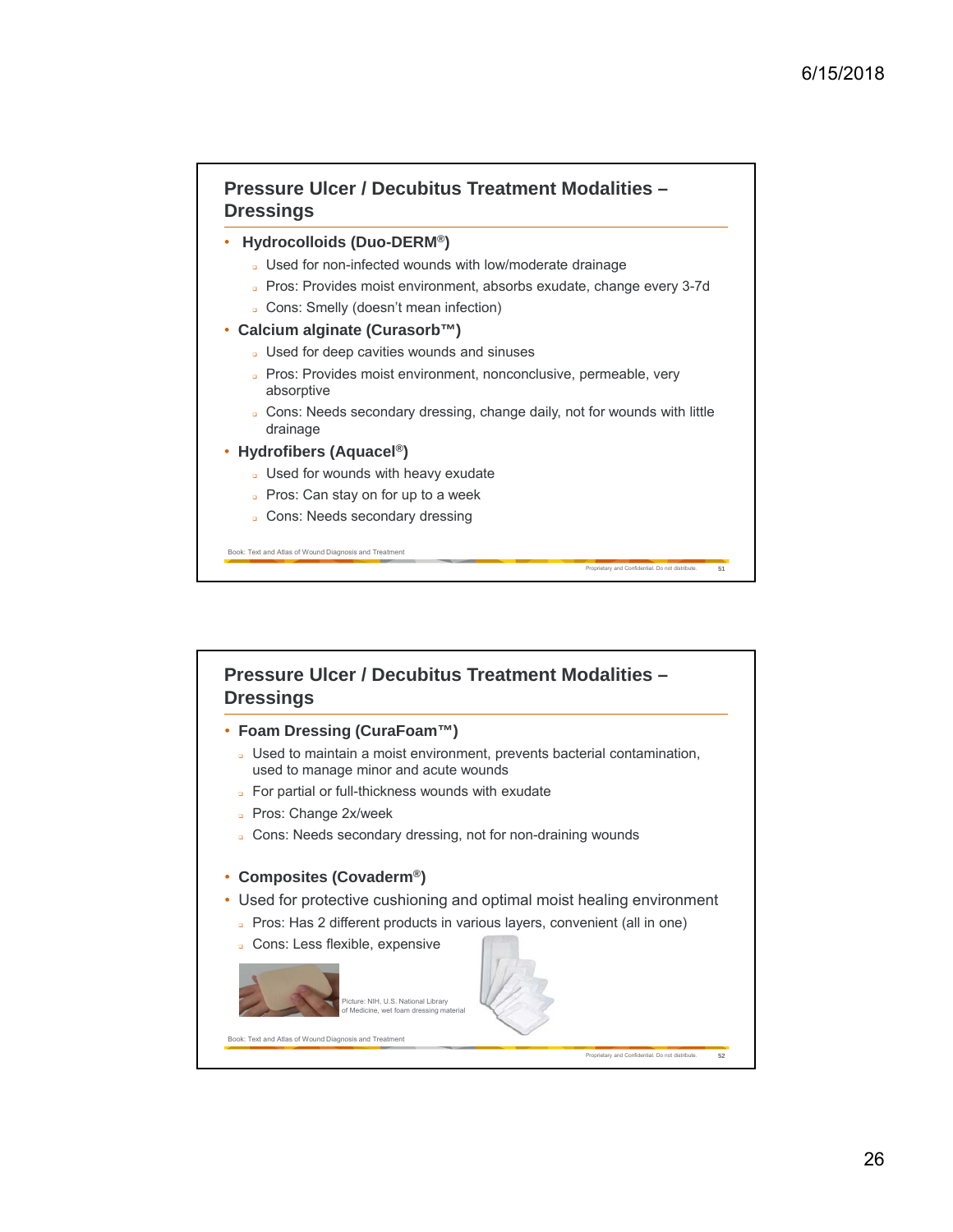## Pressure Ulcer / Decubitus Treatment Modalities – Dressings

- **Hydrocolloids (Duo-DERM®)**
  - Used for non-infected wounds with low/moderate drainage
  - Pros: Provides moist environment, absorbs exudate, change every 3-7d
  - Cons: Smelly (doesn't mean infection)
- **Calcium alginate (Curasorb™)**
  - Used for deep cavities wounds and sinuses
  - Pros: Provides moist environment, nonconclusive, permeable, very absorptive
  - Cons: Needs secondary dressing, change daily, not for wounds with little drainage
- **Hydrofibers (Aquacel®)**
  - Used for wounds with heavy exudate
  - Pros: Can stay on for up to a week
  - Cons: Needs secondary dressing

Book: Text and Atlas of Wound Diagnosis and Treatment

## Pressure Ulcer / Decubitus Treatment Modalities – Dressings

- **Foam Dressing (CuraFoam™)**
  - Used to maintain a moist environment, prevents bacterial contamination, used to manage minor and acute wounds
  - For partial or full-thickness wounds with exudate
  - Pros: Change 2x/week
  - Cons: Needs secondary dressing, not for non-draining wounds
- **Composites (Covaderm®)**
- Used for protective cushioning and optimal moist healing environment
  - Pros: Has 2 different products in various layers, convenient (all in one)
  - Cons: Less flexible, expensive

Picture: NIH, U.S. National Library of Medicine, wet foam dressing material

Book: Text and Atlas of Wound Diagnosis and Treatment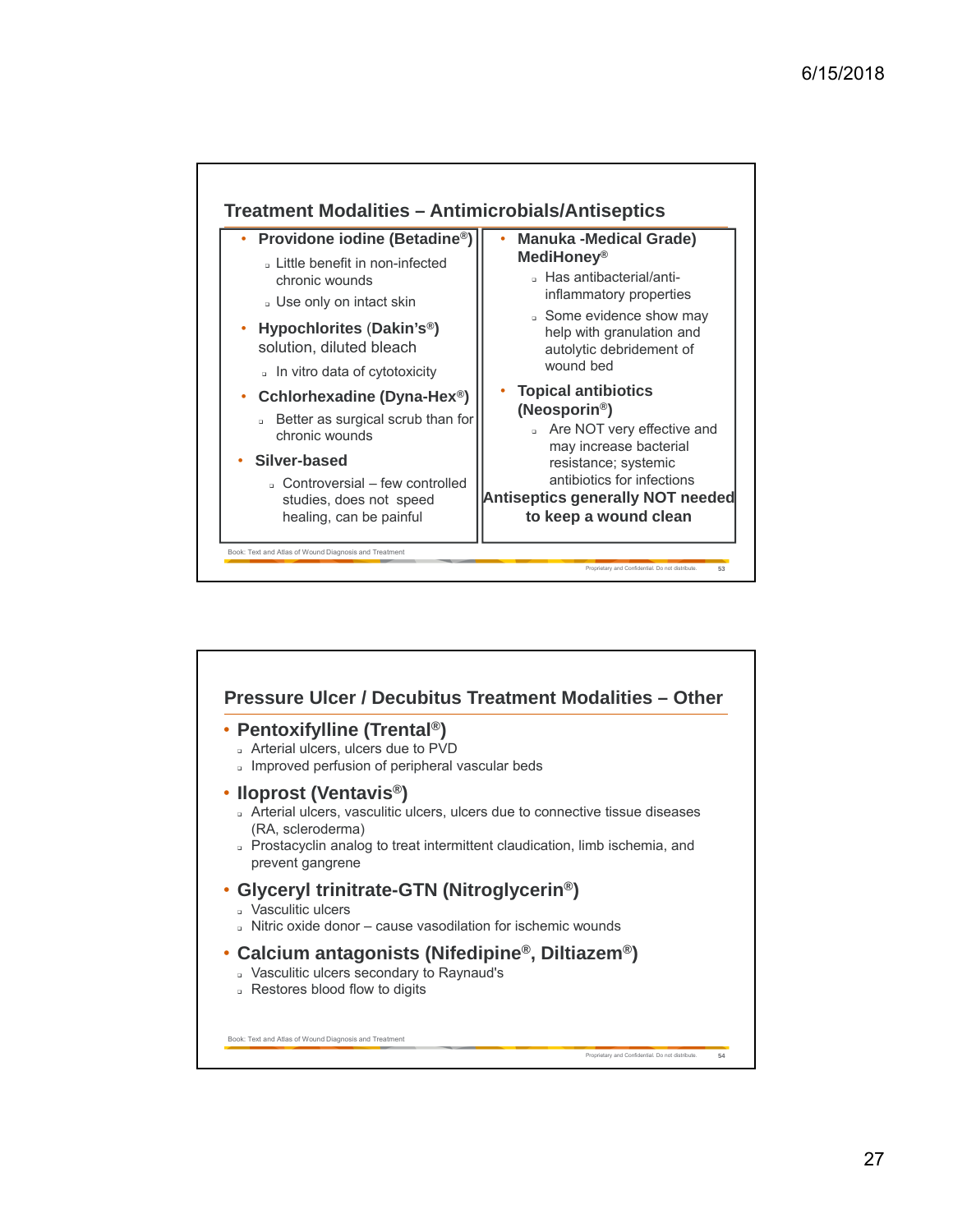## Treatment Modalities – Antimicrobials/Antiseptics

- **Providone iodine (Betadine®)**
  - Little benefit in non-infected chronic wounds
  - Use only on intact skin
- **Hypochlorites (Dakin's®)** solution, diluted bleach
  - In vitro data of cytotoxicity
- **Cchlorhexadine (Dyna-Hex®)**
  - Better as surgical scrub than for chronic wounds
- **Silver-based**
  - Controversial – few controlled studies, does not speed healing, can be painful
- **Manuka -Medical Grade) MediHoney®**
  - Has antibacterial/anti-inflammatory properties
  - Some evidence show may help with granulation and autolytic debridement of wound bed
- **Topical antibiotics (Neosporin®)**
  - Are NOT very effective and may increase bacterial resistance; systemic antibiotics for infections

**Antiseptics generally NOT needed to keep a wound clean**

Book: Text and Atlas of Wound Diagnosis and Treatment

Proprietary and Confidential. Do not distribute.

## Pressure Ulcer / Decubitus Treatment Modalities – Other

- **Pentoxifylline (Trental®)**
  - Arterial ulcers, ulcers due to PVD
  - Improved perfusion of peripheral vascular beds
- **Iloprost (Ventavis®)**
  - Arterial ulcers, vasculitic ulcers, ulcers due to connective tissue diseases (RA, scleroderma)
  - Prostacyclin analog to treat intermittent claudication, limb ischemia, and prevent gangrene
- **Glyceryl trinitrate-GTN (Nitroglycerin®)**
  - Vasculitic ulcers
  - Nitric oxide donor – cause vasodilation for ischemic wounds
- **Calcium antagonists (Nifedipine®, Diltiazem®)**
  - Vasculitic ulcers secondary to Raynaud's
  - Restores blood flow to digits

Book: Text and Atlas of Wound Diagnosis and Treatment

Proprietary and Confidential. Do not distribute.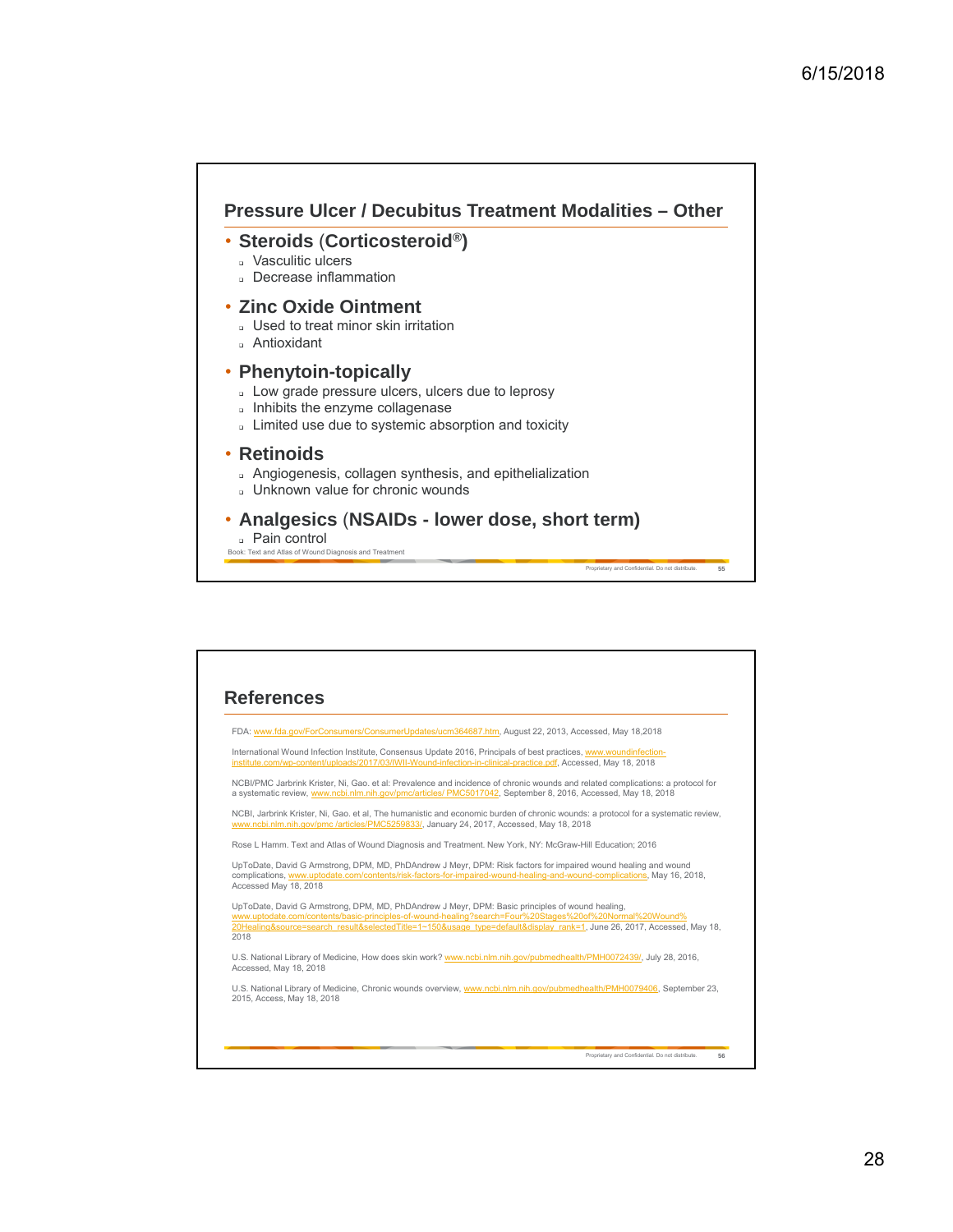## Pressure Ulcer / Decubitus Treatment Modalities – Other

- **Steroids (Corticosteroid®)**
  - Vasculitic ulcers
  - Decrease inflammation
- **Zinc Oxide Ointment**
  - Used to treat minor skin irritation
  - Antioxidant
- **Phenytoin-topically**
  - Low grade pressure ulcers, ulcers due to leprosy
  - Inhibits the enzyme collagenase
  - Limited use due to systemic absorption and toxicity
- **Retinoids**
  - Angiogenesis, collagen synthesis, and epithelialization
  - Unknown value for chronic wounds
- **Analgesics (NSAIDs - lower dose, short term)**
  - Pain control

Book: Text and Atlas of Wound Diagnosis and Treatment

## References

FDA: www.fda.gov/ForConsumers/ConsumerUpdates/ucm364687.htm, August 22, 2013, Accessed, May 18,2018

International Wound Infection Institute, Consensus Update 2016, Principals of best practices, www.woundinfection-institute.com/wp-content/uploads/2017/03/IWII-Wound-infection-in-clinical-practice.pdf, Accessed, May 18, 2018

NCBI/PMC Jarbrink Krister, Ni, Gao. et al: Prevalence and incidence of chronic wounds and related complications: a protocol for a systematic review, www.ncbi.nlm.nih.gov/pmc/articles/ PMC5017042, September 8, 2016, Accessed, May 18, 2018

NCBI, Jarbrink Krister, Ni, Gao. et al, The humanistic and economic burden of chronic wounds: a protocol for a systematic review, www.ncbi.nlm.nih.gov/pmc /articles/PMC5259833/, January 24, 2017, Accessed, May 18, 2018

Rose L Hamm. Text and Atlas of Wound Diagnosis and Treatment. New York, NY: McGraw-Hill Education; 2016

UpToDate, David G Armstrong, DPM, MD, PhDAndrew J Meyr, DPM: Risk factors for impaired wound healing and wound complications, www.uptodate.com/contents/risk-factors-for-impaired-wound-healing-and-wound-complications, May 16, 2018, Accessed May 18, 2018

UpToDate, David G Armstrong, DPM, MD, PhDAndrew J Meyr, DPM: Basic principles of wound healing, www.uptodate.com/contents/basic-principles-of-wound-healing?search=Four%20Stages%20of%20Normal%20Wound%20Healing&source=search_result&selectedTitle=1~150&usage_type=default&display_rank=1, June 26, 2017, Accessed, May 18, 2018

U.S. National Library of Medicine, How does skin work? www.ncbi.nlm.nih.gov/pubmedhealth/PMH0072439/, July 28, 2016, Accessed, May 18, 2018

U.S. National Library of Medicine, Chronic wounds overview, www.ncbi.nlm.nih.gov/pubmedhealth/PMH0079406, September 23, 2015, Access, May 18, 2018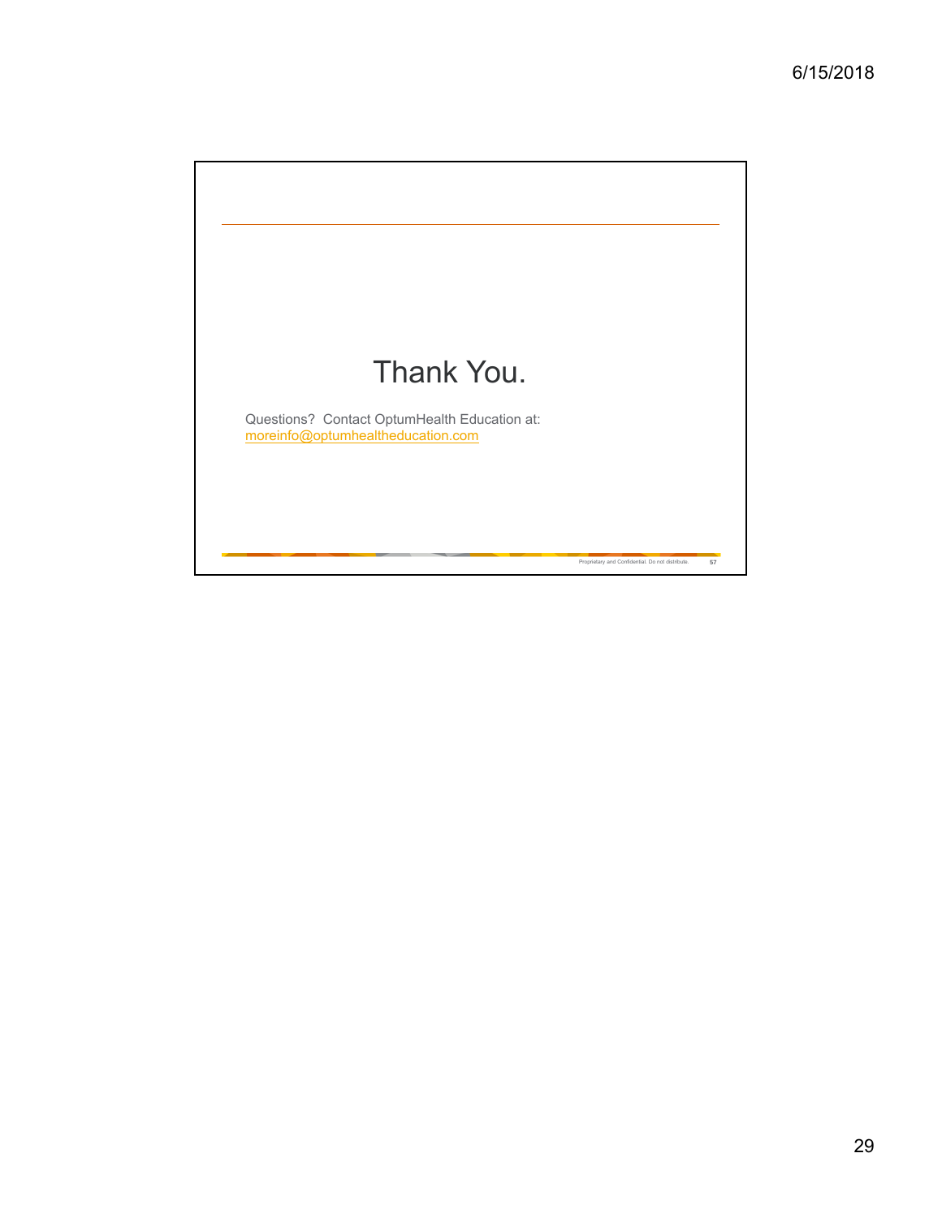# Thank You.

Questions?  Contact OptumHealth Education at:
moreinfo@optumhealtheducation.com

Proprietary and Confidential. Do not distribute.